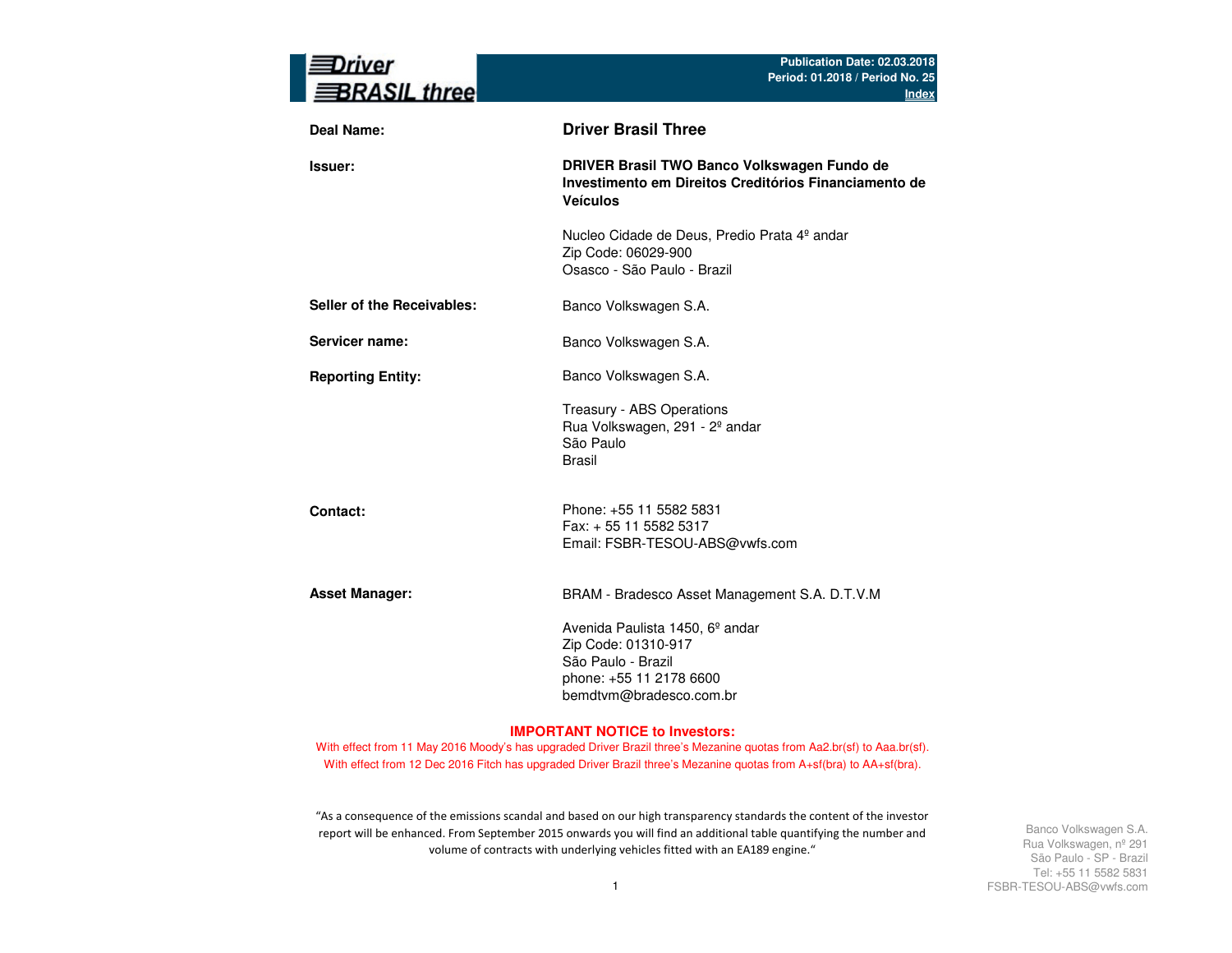**Driver BRASIL three**

**Publication Date: 02.03.2018**
**Period: 01.2018 / Period No. 25**
**Index**

| | |
|---|---|
| **Deal Name:** | **Driver Brasil Three** |
| **Issuer:** | **DRIVER Brasil TWO Banco Volkswagen Fundo de Investimento em Direitos Creditórios Financiamento de Veículos**<br><br>Nucleo Cidade de Deus, Predio Prata 4º andar<br>Zip Code: 06029-900<br>Osasco - São Paulo - Brazil |
| **Seller of the Receivables:** | Banco Volkswagen S.A. |
| **Servicer name:** | Banco Volkswagen S.A. |
| **Reporting Entity:** | Banco Volkswagen S.A.<br><br>Treasury - ABS Operations<br>Rua Volkswagen, 291 - 2º andar<br>São Paulo<br>Brasil |
| **Contact:** | Phone: +55 11 5582 5831<br>Fax: + 55 11 5582 5317<br>Email: FSBR-TESOU-ABS@vwfs.com |
| **Asset Manager:** | BRAM - Bradesco Asset Management S.A. D.T.V.M<br><br>Avenida Paulista 1450, 6º andar<br>Zip Code: 01310-917<br>São Paulo - Brazil<br>phone: +55 11 2178 6600<br>bemdtvm@bradesco.com.br |

**IMPORTANT NOTICE to Investors:**

With effect from 11 May 2016 Moody's has upgraded Driver Brazil three's Mezanine quotas from Aa2.br(sf) to Aaa.br(sf).

With effect from 12 Dec 2016 Fitch has upgraded Driver Brazil three's Mezanine quotas from A+sf(bra) to AA+sf(bra).

"As a consequence of the emissions scandal and based on our high transparency standards the content of the investor report will be enhanced. From September 2015 onwards you will find an additional table quantifying the number and volume of contracts with underlying vehicles fitted with an EA189 engine."

Banco Volkswagen S.A.
Rua Volkswagen, nº 291
São Paulo - SP - Brazil
Tel: +55 11 5582 5831
FSBR-TESOU-ABS@vwfs.com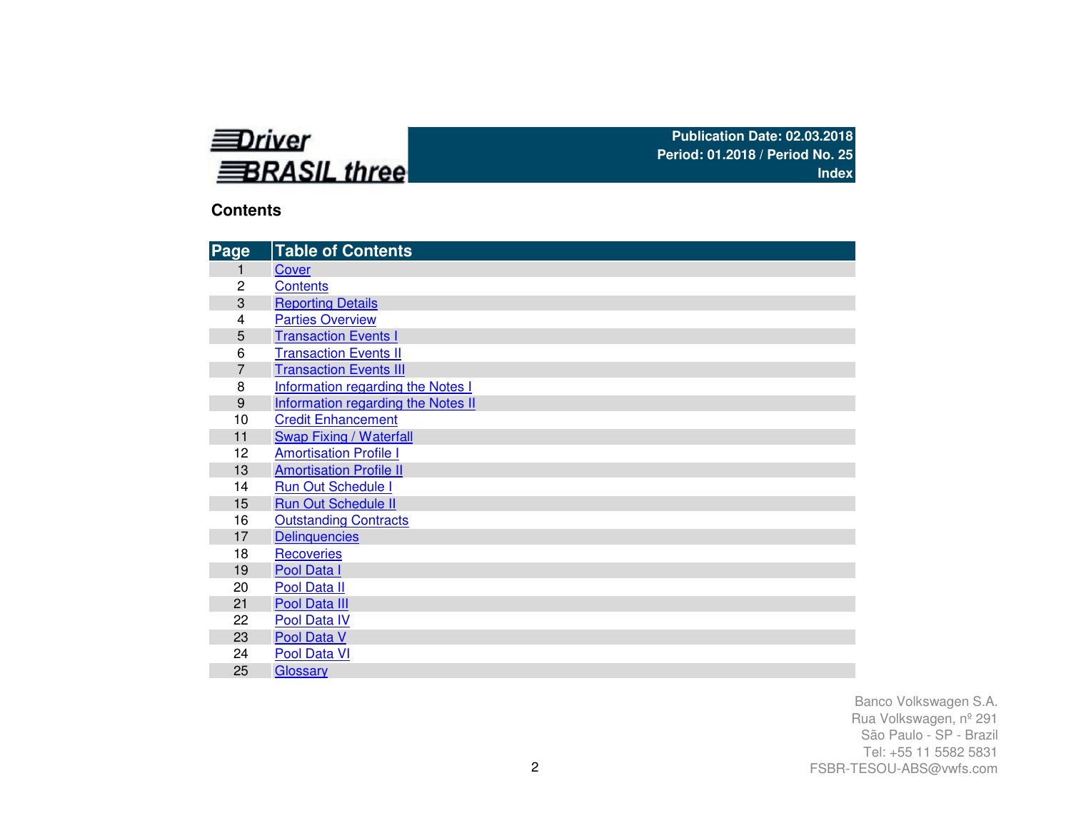**Driver BRASIL three**

**Publication Date: 02.03.2018**
**Period: 01.2018 / Period No. 25**
**Index**

## Contents

| Page | Table of Contents |
|---|---|
| 1 | Cover |
| 2 | Contents |
| 3 | Reporting Details |
| 4 | Parties Overview |
| 5 | Transaction Events I |
| 6 | Transaction Events II |
| 7 | Transaction Events III |
| 8 | Information regarding the Notes I |
| 9 | Information regarding the Notes II |
| 10 | Credit Enhancement |
| 11 | Swap Fixing / Waterfall |
| 12 | Amortisation Profile I |
| 13 | Amortisation Profile II |
| 14 | Run Out Schedule I |
| 15 | Run Out Schedule II |
| 16 | Outstanding Contracts |
| 17 | Delinquencies |
| 18 | Recoveries |
| 19 | Pool Data I |
| 20 | Pool Data II |
| 21 | Pool Data III |
| 22 | Pool Data IV |
| 23 | Pool Data V |
| 24 | Pool Data VI |
| 25 | Glossary |

Banco Volkswagen S.A.
Rua Volkswagen, nº 291
São Paulo - SP - Brazil
Tel: +55 11 5582 5831
FSBR-TESOU-ABS@vwfs.com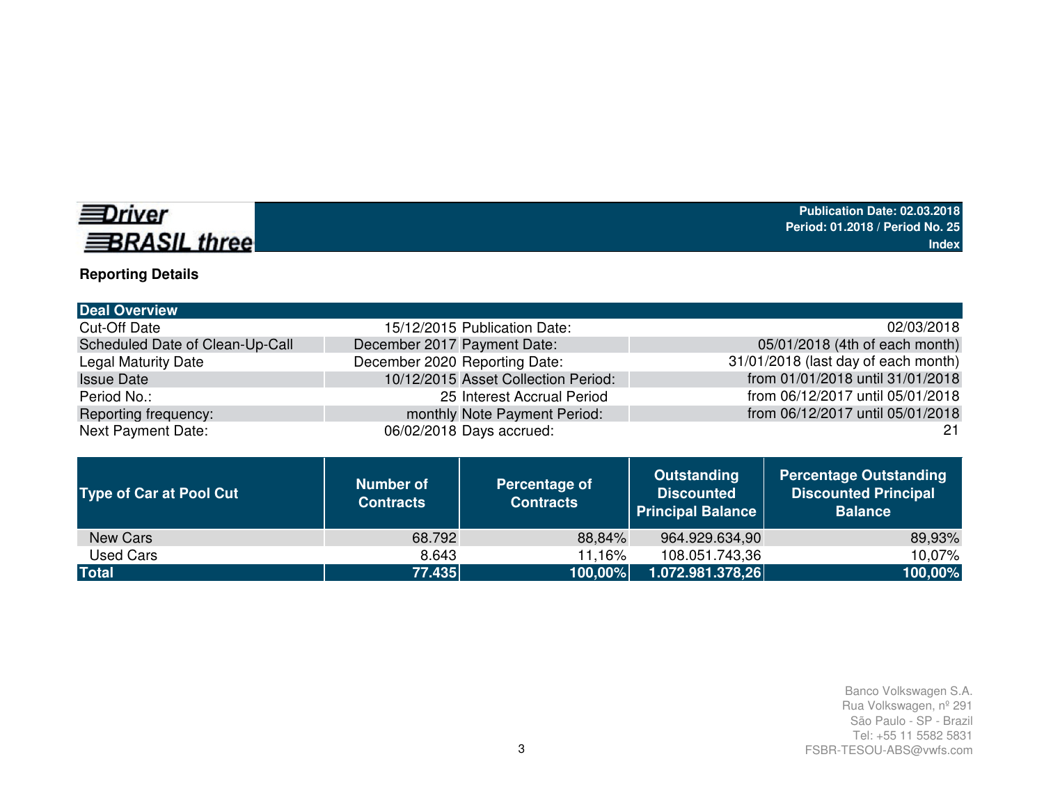Driver BRASIL three

**Publication Date: 02.03.2018**
**Period: 01.2018 / Period No. 25**
**Index**

## Reporting Details

| Deal Overview | | | |
|---|---|---|---|
| Cut-Off Date | 15/12/2015 | Publication Date: | 02/03/2018 |
| Scheduled Date of Clean-Up-Call | December 2017 | Payment Date: | 05/01/2018 (4th of each month) |
| Legal Maturity Date | December 2020 | Reporting Date: | 31/01/2018 (last day of each month) |
| Issue Date | 10/12/2015 | Asset Collection Period: | from 01/01/2018 until 31/01/2018 |
| Period No.: | 25 | Interest Accrual Period | from 06/12/2017 until 05/01/2018 |
| Reporting frequency: | monthly | Note Payment Period: | from 06/12/2017 until 05/01/2018 |
| Next Payment Date: | 06/02/2018 | Days accrued: | 21 |

| Type of Car at Pool Cut | Number of Contracts | Percentage of Contracts | Outstanding Discounted Principal Balance | Percentage Outstanding Discounted Principal Balance |
|---|---|---|---|---|
| New Cars | 68.792 | 88,84% | 964.929.634,90 | 89,93% |
| Used Cars | 8.643 | 11,16% | 108.051.743,36 | 10,07% |
| **Total** | **77.435** | **100,00%** | **1.072.981.378,26** | **100,00%** |

Banco Volkswagen S.A.
Rua Volkswagen, nº 291
São Paulo - SP - Brazil
Tel: +55 11 5582 5831
FSBR-TESOU-ABS@vwfs.com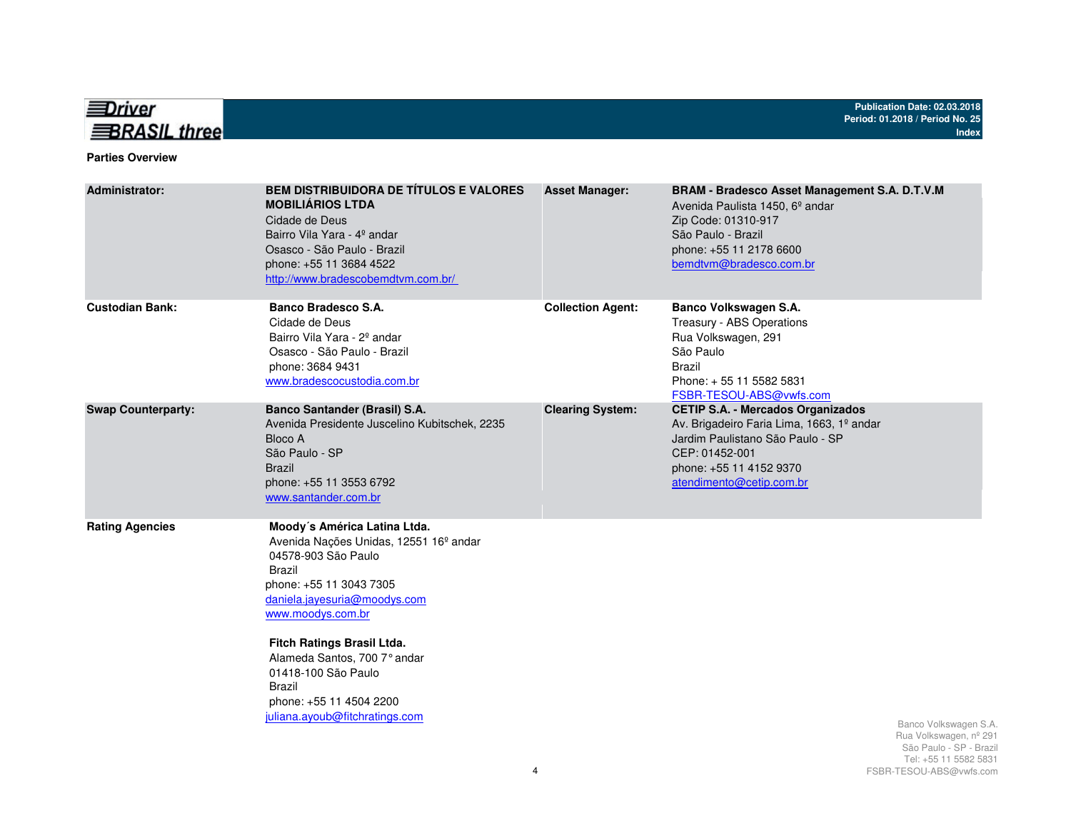## Parties Overview

| | | | |
|---|---|---|---|
| **Administrator:** | **BEM DISTRIBUIDORA DE TÍTULOS E VALORES MOBILIÁRIOS LTDA**<br>Cidade de Deus<br>Bairro Vila Yara - 4º andar<br>Osasco - São Paulo - Brazil<br>phone: +55 11 3684 4522<br>http://www.bradescobemdtvm.com.br/ | **Asset Manager:** | **BRAM - Bradesco Asset Management S.A. D.T.V.M**<br>Avenida Paulista 1450, 6º andar<br>Zip Code: 01310-917<br>São Paulo - Brazil<br>phone: +55 11 2178 6600<br>bemdtvm@bradesco.com.br |
| **Custodian Bank:** | **Banco Bradesco S.A.**<br>Cidade de Deus<br>Bairro Vila Yara - 2º andar<br>Osasco - São Paulo - Brazil<br>phone: 3684 9431<br>www.bradescocustodia.com.br | **Collection Agent:** | **Banco Volkswagen S.A.**<br>Treasury - ABS Operations<br>Rua Volkswagen, 291<br>São Paulo<br>Brazil<br>Phone: + 55 11 5582 5831<br>FSBR-TESOU-ABS@vwfs.com |
| **Swap Counterparty:** | **Banco Santander (Brasil) S.A.**<br>Avenida Presidente Juscelino Kubitschek, 2235<br>Bloco A<br>São Paulo - SP<br>Brazil<br>phone: +55 11 3553 6792<br>www.santander.com.br | **Clearing System:** | **CETIP S.A. - Mercados Organizados**<br>Av. Brigadeiro Faria Lima, 1663, 1º andar<br>Jardim Paulistano São Paulo - SP<br>CEP: 01452-001<br>phone: +55 11 4152 9370<br>atendimento@cetip.com.br |
| **Rating Agencies** | **Moody´s América Latina Ltda.**<br>Avenida Nações Unidas, 12551 16º andar<br>04578-903 São Paulo<br>Brazil<br>phone: +55 11 3043 7305<br>daniela.jayesuria@moodys.com<br>www.moodys.com.br<br><br>**Fitch Ratings Brasil Ltda.**<br>Alameda Santos, 700 7° andar<br>01418-100 São Paulo<br>Brazil<br>phone: +55 11 4504 2200<br>juliana.ayoub@fitchratings.com | | |

Banco Volkswagen S.A.
Rua Volkswagen, nº 291
São Paulo - SP - Brazil
Tel: +55 11 5582 5831
FSBR-TESOU-ABS@vwfs.com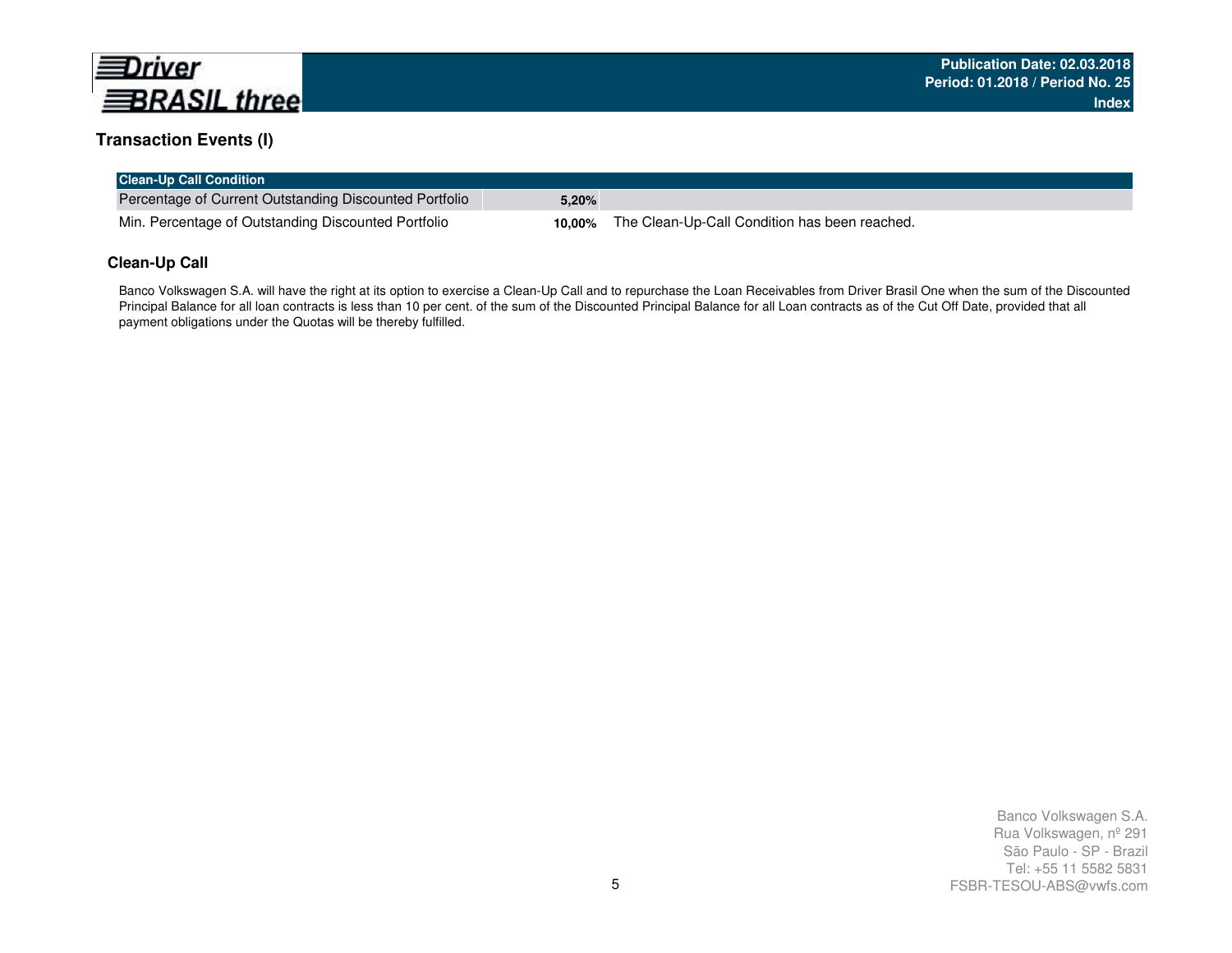## Transaction Events (I)

| Clean-Up Call Condition | | |
|---|---|---|
| Percentage of Current Outstanding Discounted Portfolio | **5,20%** | |
| Min. Percentage of Outstanding Discounted Portfolio | **10,00%** | The Clean-Up-Call Condition has been reached. |

### Clean-Up Call

Banco Volkswagen S.A. will have the right at its option to exercise a Clean-Up Call and to repurchase the Loan Receivables from Driver Brasil One when the sum of the Discounted Principal Balance for all loan contracts is less than 10 per cent. of the sum of the Discounted Principal Balance for all Loan contracts as of the Cut Off Date, provided that all payment obligations under the Quotas will be thereby fulfilled.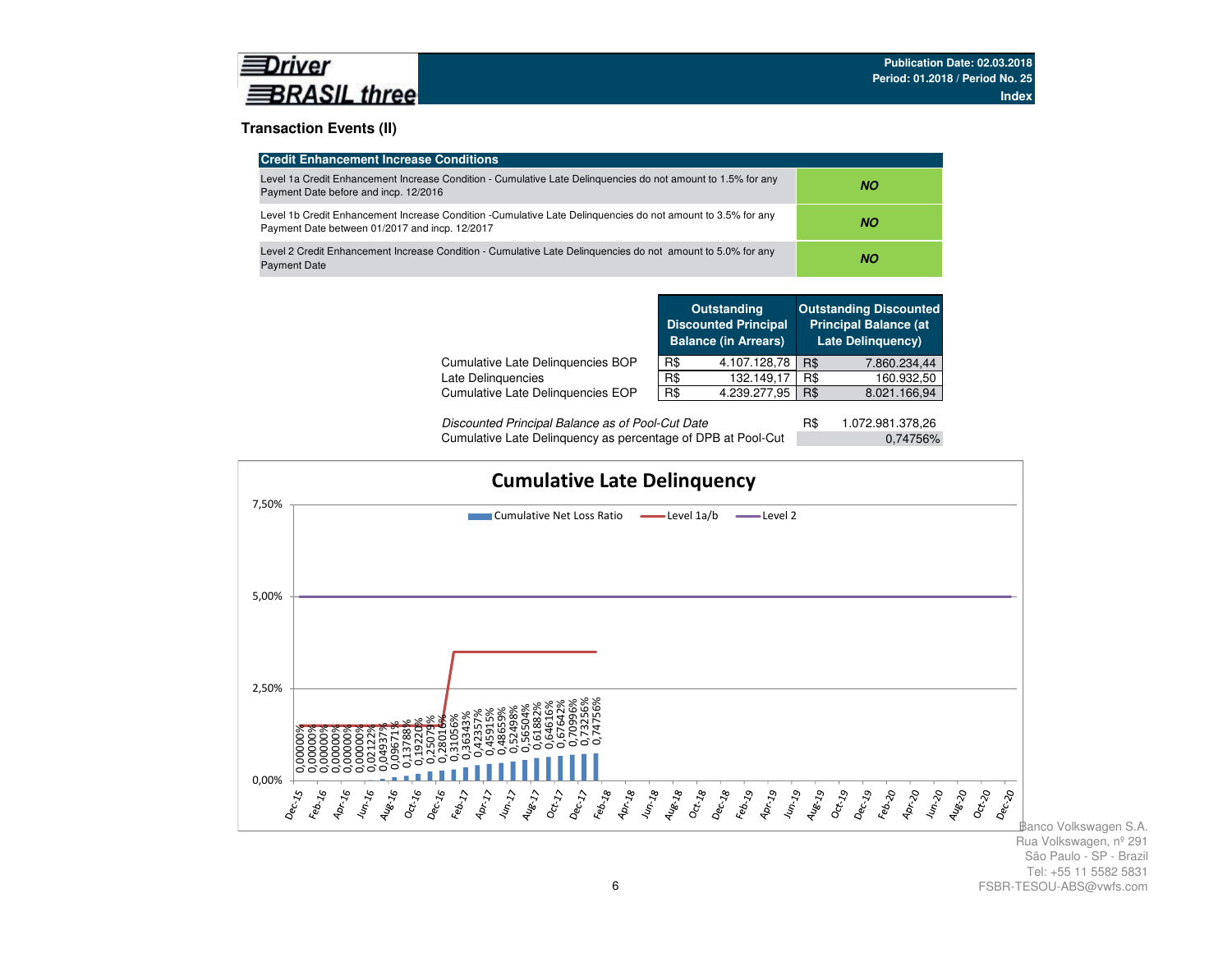## Transaction Events (II)

| Credit Enhancement Increase Conditions | |
|---|---|
| Level 1a Credit Enhancement Increase Condition - Cumulative Late Delinquencies do not amount to 1.5% for any Payment Date before and incp. 12/2016 | ***NO*** |
| Level 1b Credit Enhancement Increase Condition -Cumulative Late Delinquencies do not amount to 3.5% for any Payment Date between 01/2017 and incp. 12/2017 | ***NO*** |
| Level 2 Credit Enhancement Increase Condition - Cumulative Late Delinquencies do not amount to 5.0% for any Payment Date | ***NO*** |

| | Outstanding Discounted Principal Balance (in Arrears) | | Outstanding Discounted Principal Balance (at Late Delinquency) | |
|---|---|---|---|---|
| Cumulative Late Delinquencies BOP | R$ | 4.107.128,78 | R$ | 7.860.234,44 |
| Late Delinquencies | R$ | 132.149,17 | R$ | 160.932,50 |
| Cumulative Late Delinquencies EOP | R$ | 4.239.277,95 | R$ | 8.021.166,94 |

| | | |
|---|---|---|
| *Discounted Principal Balance as of Pool-Cut Date* | R$ | 1.072.981.378,26 |
| Cumulative Late Delinquency as percentage of DPB at Pool-Cut | | 0,74756% |

**Cumulative Late Delinquency**

Legend: Cumulative Net Loss Ratio; Level 1a/b; Level 2

| Period | Cumulative Net Loss Ratio |
|---|---|
| Dec-15 | 0,00000% |
| Jan-16 | 0,00000% |
| Feb-16 | 0,00000% |
| Mar-16 | 0,00000% |
| Apr-16 | 0,00000% |
| May-16 | 0,00000% |
| Jun-16 | 0,00000% |
| Jul-16 | 0,02122% |
| Aug-16 | 0,04937% |
| Sep-16 | 0,09671% |
| Oct-16 | 0,13788% |
| Nov-16 | 0,19220% |
| Dec-16 | 0,25075% |
| Jan-17 | 0,28016% |
| Feb-17 | 0,31056% |
| Mar-17 | 0,36343% |
| Apr-17 | 0,42357% |
| May-17 | 0,45915% |
| Jun-17 | 0,48659% |
| Jul-17 | 0,52498% |
| Aug-17 | 0,56504% |
| Sep-17 | 0,61882% |
| Oct-17 | 0,64616% |
| Nov-17 | 0,67642% |
| Dec-17 | 0,70996% |
| Jan-18 | 0,73256% |
| Feb-18 | 0,74756% |

Banco Volkswagen S.A.
Rua Volkswagen, nº 291
São Paulo - SP - Brazil
Tel: +55 11 5582 5831
FSBR-TESOU-ABS@vwfs.com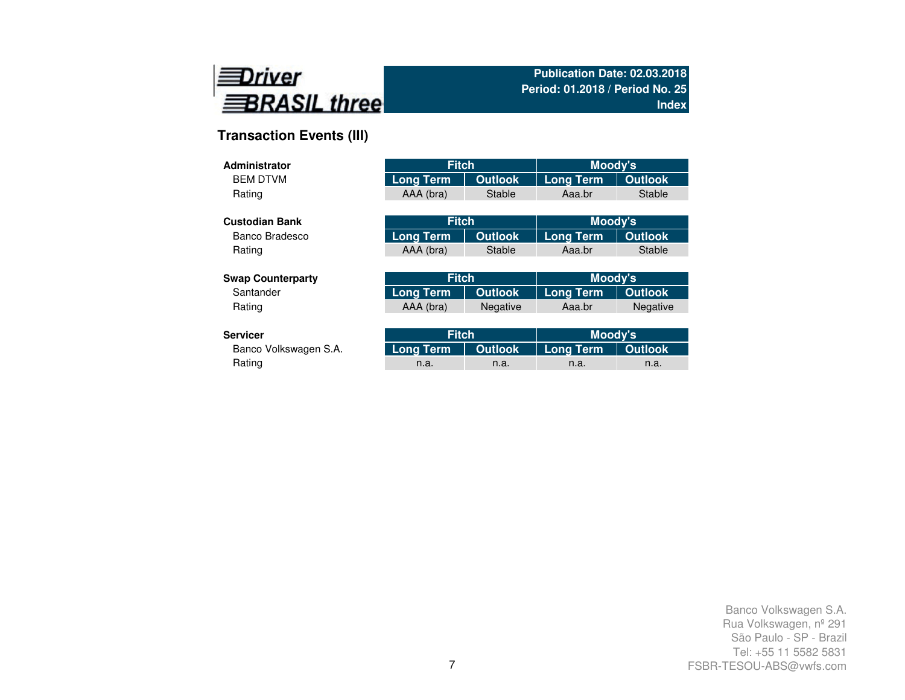**Driver BRASIL three**

**Publication Date: 02.03.2018**
**Period: 01.2018 / Period No. 25**
**Index**

## Transaction Events (III)

| **Administrator** | Fitch | | Moody's | |
|---|---|---|---|---|
| BEM DTVM | Long Term | Outlook | Long Term | Outlook |
| Rating | AAA (bra) | Stable | Aaa.br | Stable |

| **Custodian Bank** | Fitch | | Moody's | |
|---|---|---|---|---|
| Banco Bradesco | Long Term | Outlook | Long Term | Outlook |
| Rating | AAA (bra) | Stable | Aaa.br | Stable |

| **Swap Counterparty** | Fitch | | Moody's | |
|---|---|---|---|---|
| Santander | Long Term | Outlook | Long Term | Outlook |
| Rating | AAA (bra) | Negative | Aaa.br | Negative |

| **Servicer** | Fitch | | Moody's | |
|---|---|---|---|---|
| Banco Volkswagen S.A. | Long Term | Outlook | Long Term | Outlook |
| Rating | n.a. | n.a. | n.a. | n.a. |

Banco Volkswagen S.A.
Rua Volkswagen, nº 291
São Paulo - SP - Brazil
Tel: +55 11 5582 5831
FSBR-TESOU-ABS@vwfs.com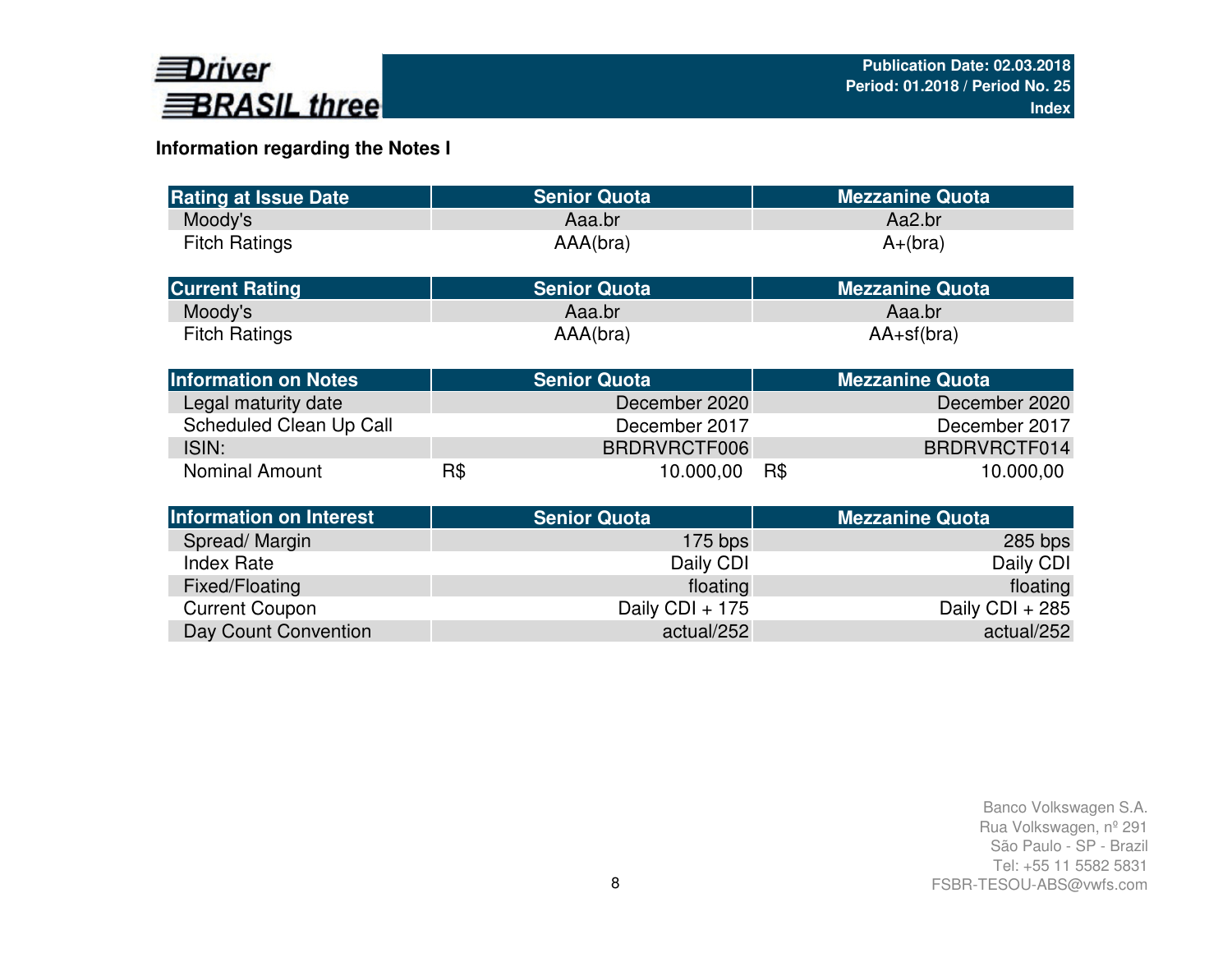## Information regarding the Notes I

| Rating at Issue Date | Senior Quota | Mezzanine Quota |
|---|---|---|
| Moody's | Aaa.br | Aa2.br |
| Fitch Ratings | AAA(bra) | A+(bra) |

| Current Rating | Senior Quota | Mezzanine Quota |
|---|---|---|
| Moody's | Aaa.br | Aaa.br |
| Fitch Ratings | AAA(bra) | AA+sf(bra) |

| Information on Notes | Senior Quota | Mezzanine Quota |
|---|---|---|
| Legal maturity date | December 2020 | December 2020 |
| Scheduled Clean Up Call | December 2017 | December 2017 |
| ISIN: | BRDRVRCTF006 | BRDRVRCTF014 |
| Nominal Amount | R$ 10.000,00 | R$ 10.000,00 |

| Information on Interest | Senior Quota | Mezzanine Quota |
|---|---|---|
| Spread/ Margin | 175 bps | 285 bps |
| Index Rate | Daily CDI | Daily CDI |
| Fixed/Floating | floating | floating |
| Current Coupon | Daily CDI + 175 | Daily CDI + 285 |
| Day Count Convention | actual/252 | actual/252 |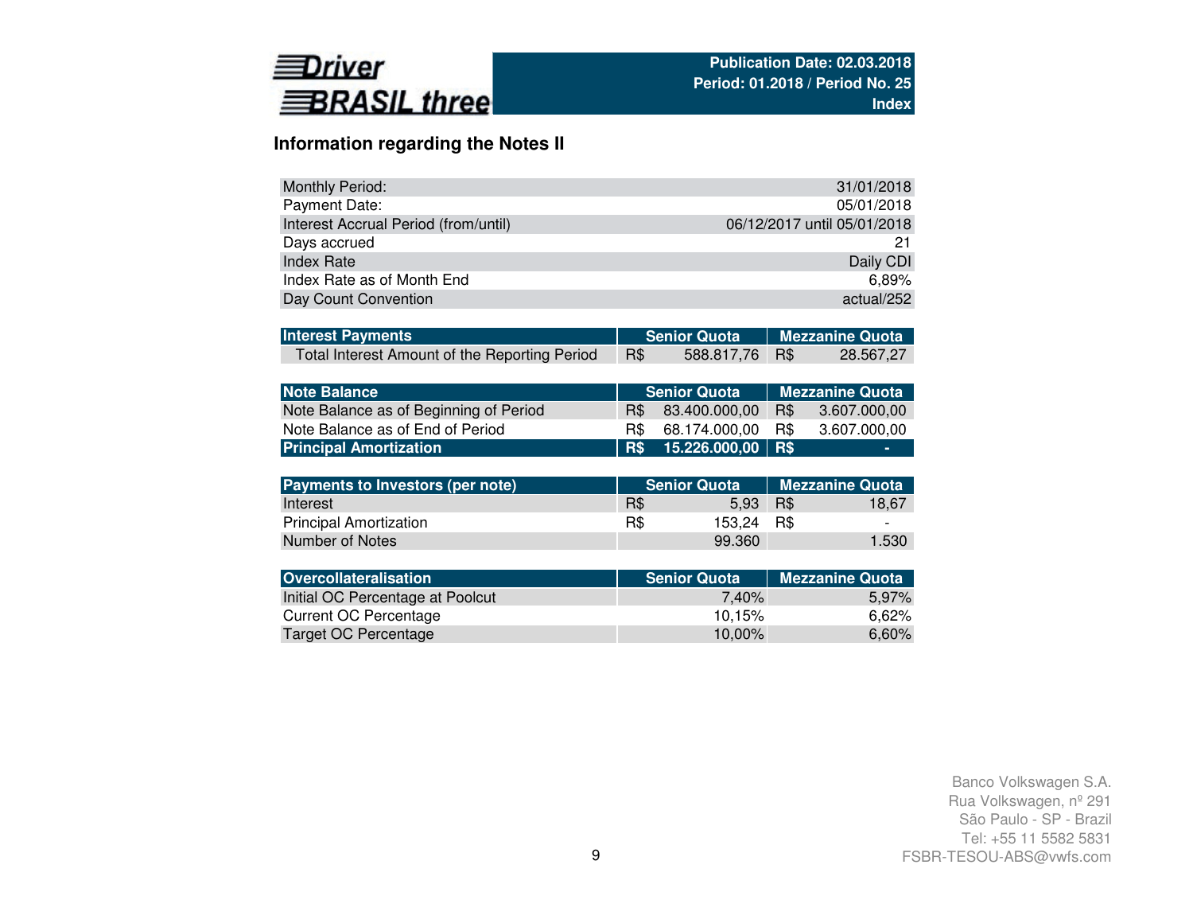**Driver BRASIL three**

**Publication Date: 02.03.2018**
**Period: 01.2018 / Period No. 25**
**Index**

## Information regarding the Notes II

| | |
|---|---|
| Monthly Period: | 31/01/2018 |
| Payment Date: | 05/01/2018 |
| Interest Accrual Period (from/until) | 06/12/2017 until 05/01/2018 |
| Days accrued | 21 |
| Index Rate | Daily CDI |
| Index Rate as of Month End | 6,89% |
| Day Count Convention | actual/252 |

| Interest Payments | Senior Quota | Mezzanine Quota |
|---|---|---|
| Total Interest Amount of the Reporting Period | R$ 588.817,76 | R$ 28.567,27 |

| Note Balance | Senior Quota | Mezzanine Quota |
|---|---|---|
| Note Balance as of Beginning of Period | R$ 83.400.000,00 | R$ 3.607.000,00 |
| Note Balance as of End of Period | R$ 68.174.000,00 | R$ 3.607.000,00 |
| **Principal Amortization** | **R$ 15.226.000,00** | **R$ -** |

| Payments to Investors (per note) | Senior Quota | Mezzanine Quota |
|---|---|---|
| Interest | R$ 5,93 | R$ 18,67 |
| Principal Amortization | R$ 153,24 | R$ - |
| Number of Notes | 99.360 | 1.530 |

| Overcollateralisation | Senior Quota | Mezzanine Quota |
|---|---|---|
| Initial OC Percentage at Poolcut | 7,40% | 5,97% |
| Current OC Percentage | 10,15% | 6,62% |
| Target OC Percentage | 10,00% | 6,60% |

Banco Volkswagen S.A.
Rua Volkswagen, nº 291
São Paulo - SP - Brazil
Tel: +55 11 5582 5831
FSBR-TESOU-ABS@vwfs.com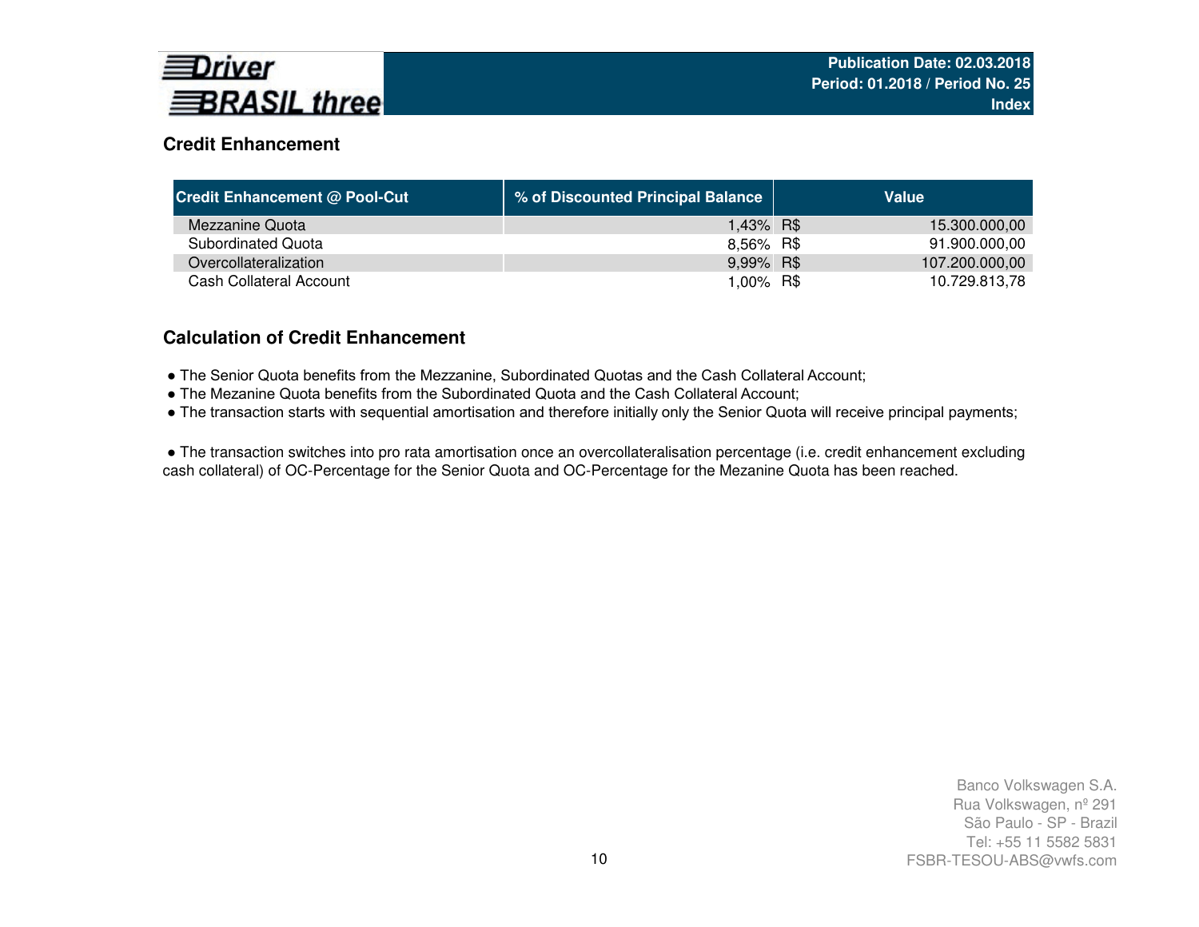## Credit Enhancement

| Credit Enhancement @ Pool-Cut | % of Discounted Principal Balance | Value | |
|---|---|---|---|
| Mezzanine Quota | 1,43% | R$ | 15.300.000,00 |
| Subordinated Quota | 8,56% | R$ | 91.900.000,00 |
| Overcollateralization | 9,99% | R$ | 107.200.000,00 |
| Cash Collateral Account | 1,00% | R$ | 10.729.813,78 |

## Calculation of Credit Enhancement

- The Senior Quota benefits from the Mezzanine, Subordinated Quotas and the Cash Collateral Account;
- The Mezanine Quota benefits from the Subordinated Quota and the Cash Collateral Account;
- The transaction starts with sequential amortisation and therefore initially only the Senior Quota will receive principal payments;

- The transaction switches into pro rata amortisation once an overcollateralisation percentage (i.e. credit enhancement excluding cash collateral) of OC-Percentage for the Senior Quota and OC-Percentage for the Mezanine Quota has been reached.

Banco Volkswagen S.A.
Rua Volkswagen, nº 291
São Paulo - SP - Brazil
Tel: +55 11 5582 5831
FSBR-TESOU-ABS@vwfs.com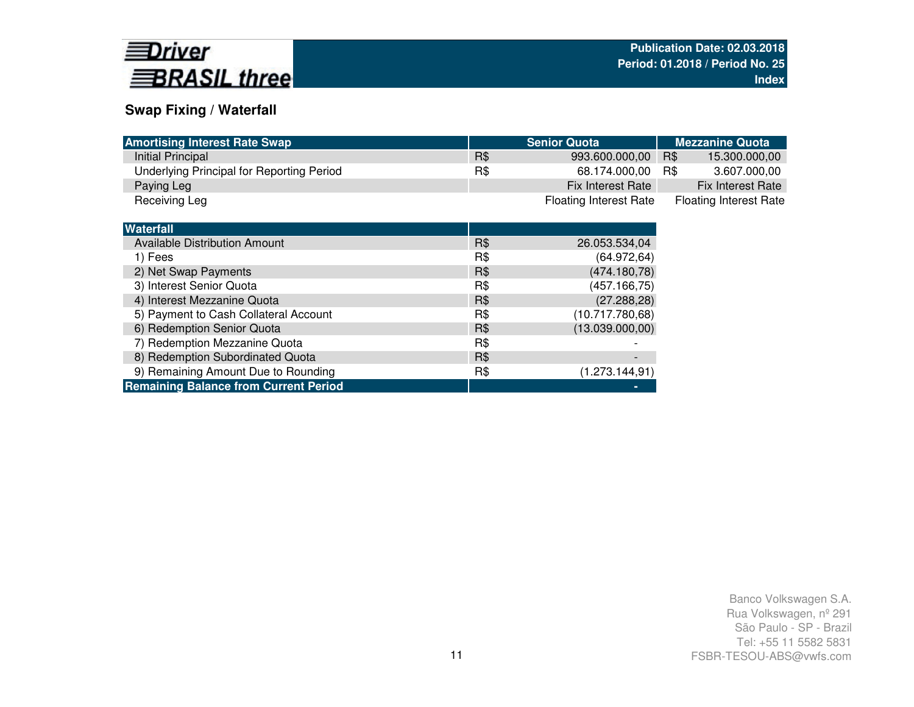## Swap Fixing / Waterfall

| Amortising Interest Rate Swap | Senior Quota | | Mezzanine Quota | |
|---|---|---|---|---|
| Initial Principal | R$ | 993.600.000,00 | R$ | 15.300.000,00 |
| Underlying Principal for Reporting Period | R$ | 68.174.000,00 | R$ | 3.607.000,00 |
| Paying Leg | | Fix Interest Rate | | Fix Interest Rate |
| Receiving Leg | | Floating Interest Rate | | Floating Interest Rate |

| Waterfall | | |
|---|---|---|
| Available Distribution Amount | R$ | 26.053.534,04 |
| 1) Fees | R$ | (64.972,64) |
| 2) Net Swap Payments | R$ | (474.180,78) |
| 3) Interest Senior Quota | R$ | (457.166,75) |
| 4) Interest Mezzanine Quota | R$ | (27.288,28) |
| 5) Payment to Cash Collateral Account | R$ | (10.717.780,68) |
| 6) Redemption Senior Quota | R$ | (13.039.000,00) |
| 7) Redemption Mezzanine Quota | R$ | - |
| 8) Redemption Subordinated Quota | R$ | - |
| 9) Remaining Amount Due to Rounding | R$ | (1.273.144,91) |
| **Remaining Balance from Current Period** | | **-** |

Banco Volkswagen S.A.
Rua Volkswagen, nº 291
São Paulo - SP - Brazil
Tel: +55 11 5582 5831
FSBR-TESOU-ABS@vwfs.com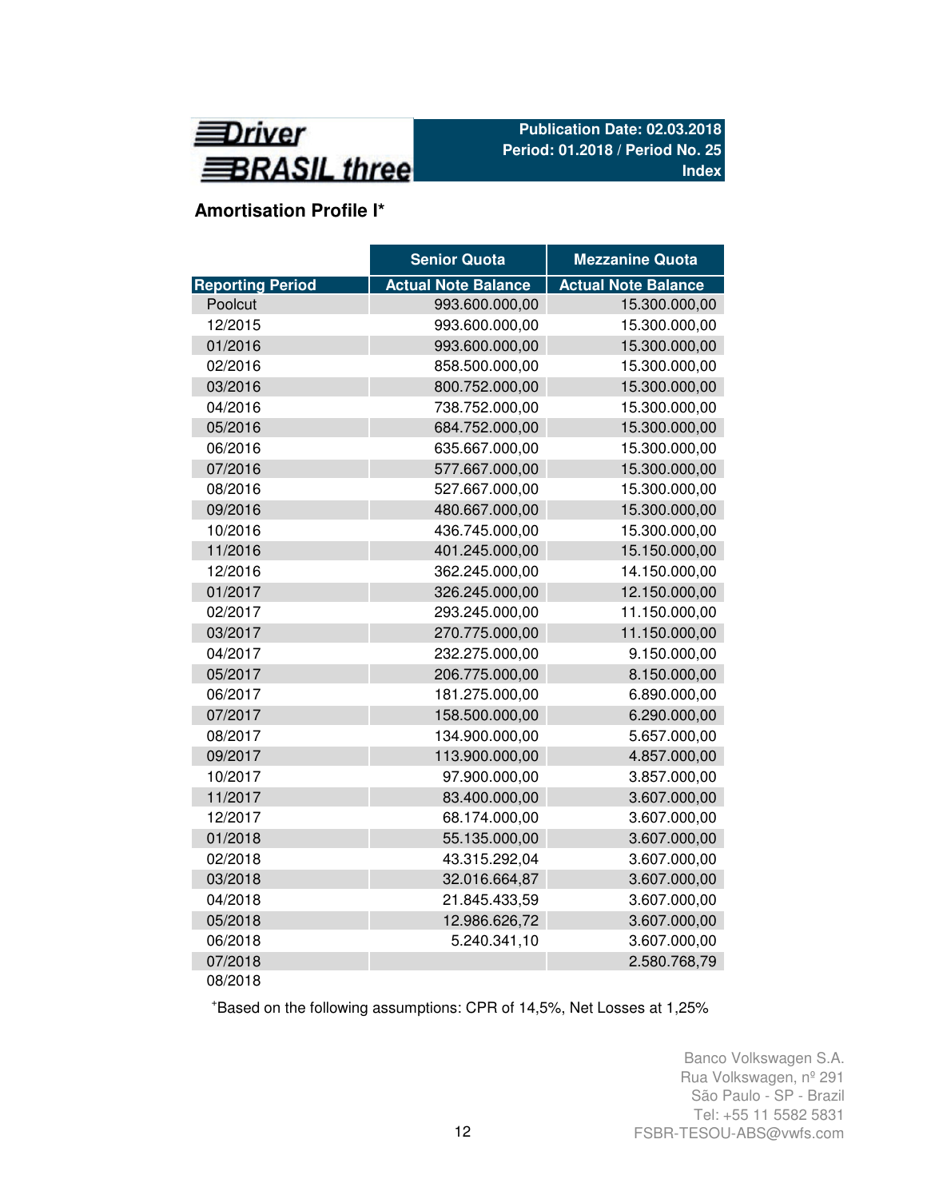Driver BRASIL three

Publication Date: 02.03.2018
Period: 01.2018 / Period No. 25
Index

## Amortisation Profile I*

| | Senior Quota | Mezzanine Quota |
|---|---|---|
| Reporting Period | Actual Note Balance | Actual Note Balance |
| Poolcut | 993.600.000,00 | 15.300.000,00 |
| 12/2015 | 993.600.000,00 | 15.300.000,00 |
| 01/2016 | 993.600.000,00 | 15.300.000,00 |
| 02/2016 | 858.500.000,00 | 15.300.000,00 |
| 03/2016 | 800.752.000,00 | 15.300.000,00 |
| 04/2016 | 738.752.000,00 | 15.300.000,00 |
| 05/2016 | 684.752.000,00 | 15.300.000,00 |
| 06/2016 | 635.667.000,00 | 15.300.000,00 |
| 07/2016 | 577.667.000,00 | 15.300.000,00 |
| 08/2016 | 527.667.000,00 | 15.300.000,00 |
| 09/2016 | 480.667.000,00 | 15.300.000,00 |
| 10/2016 | 436.745.000,00 | 15.300.000,00 |
| 11/2016 | 401.245.000,00 | 15.150.000,00 |
| 12/2016 | 362.245.000,00 | 14.150.000,00 |
| 01/2017 | 326.245.000,00 | 12.150.000,00 |
| 02/2017 | 293.245.000,00 | 11.150.000,00 |
| 03/2017 | 270.775.000,00 | 11.150.000,00 |
| 04/2017 | 232.275.000,00 | 9.150.000,00 |
| 05/2017 | 206.775.000,00 | 8.150.000,00 |
| 06/2017 | 181.275.000,00 | 6.890.000,00 |
| 07/2017 | 158.500.000,00 | 6.290.000,00 |
| 08/2017 | 134.900.000,00 | 5.657.000,00 |
| 09/2017 | 113.900.000,00 | 4.857.000,00 |
| 10/2017 | 97.900.000,00 | 3.857.000,00 |
| 11/2017 | 83.400.000,00 | 3.607.000,00 |
| 12/2017 | 68.174.000,00 | 3.607.000,00 |
| 01/2018 | 55.135.000,00 | 3.607.000,00 |
| 02/2018 | 43.315.292,04 | 3.607.000,00 |
| 03/2018 | 32.016.664,87 | 3.607.000,00 |
| 04/2018 | 21.845.433,59 | 3.607.000,00 |
| 05/2018 | 12.986.626,72 | 3.607.000,00 |
| 06/2018 | 5.240.341,10 | 3.607.000,00 |
| 07/2018 | | 2.580.768,79 |
| 08/2018 | | |

*Based on the following assumptions: CPR of 14,5%, Net Losses at 1,25%

Banco Volkswagen S.A.
Rua Volkswagen, nº 291
São Paulo - SP - Brazil
Tel: +55 11 5582 5831
FSBR-TESOU-ABS@vwfs.com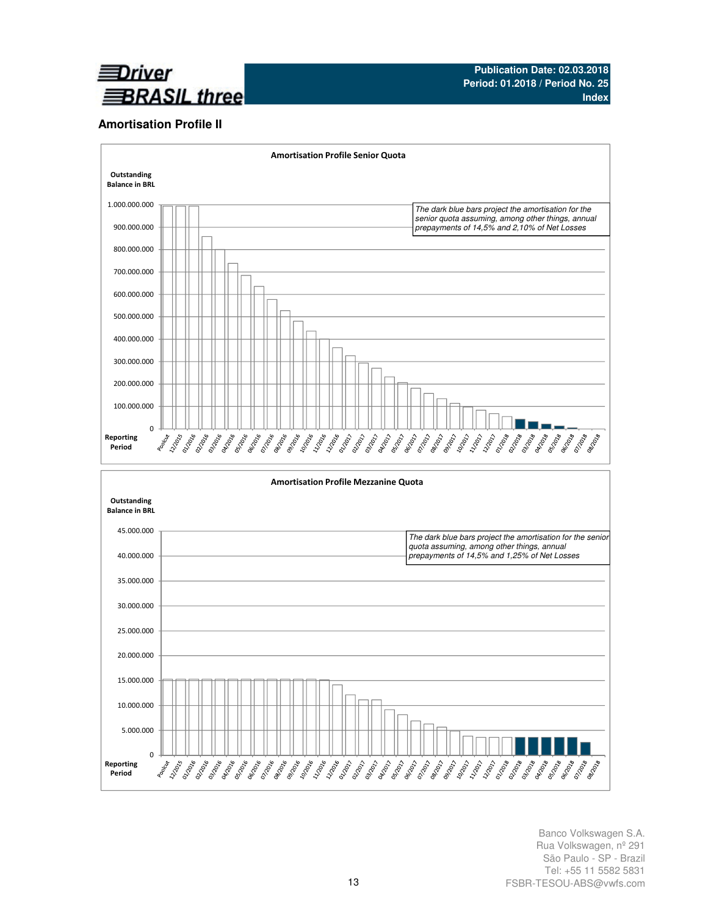## Amortisation Profile II

**Amortisation Profile Senior Quota**

Outstanding Balance in BRL

*The dark blue bars project the amortisation for the senior quota assuming, among other things, annual prepayments of 14,5% and 2,10% of Net Losses*

Y-axis: 0; 100.000.000; 200.000.000; 300.000.000; 400.000.000; 500.000.000; 600.000.000; 700.000.000; 800.000.000; 900.000.000; 1.000.000.000

Reporting Period: Poolcut, 12/2015, 01/2016, 02/2016, 03/2016, 04/2016, 05/2016, 06/2016, 07/2016, 08/2016, 09/2016, 10/2016, 11/2016, 12/2016, 01/2017, 02/2017, 03/2017, 04/2017, 05/2017, 06/2017, 07/2017, 08/2017, 09/2017, 10/2017, 11/2017, 12/2017, 01/2018, 02/2018, 03/2018, 04/2018, 05/2018, 06/2018, 07/2018, 08/2018

**Amortisation Profile Mezzanine Quota**

Outstanding Balance in BRL

*The dark blue bars project the amortisation for the senior quota assuming, among other things, annual prepayments of 14,5% and 1,25% of Net Losses*

Y-axis: 0; 5.000.000; 10.000.000; 15.000.000; 20.000.000; 25.000.000; 30.000.000; 35.000.000; 40.000.000; 45.000.000

Reporting Period: Poolcut, 12/2015, 01/2016, 02/2016, 03/2016, 04/2016, 05/2016, 06/2016, 07/2016, 08/2016, 09/2016, 10/2016, 11/2016, 12/2016, 01/2017, 02/2017, 03/2017, 04/2017, 05/2017, 06/2017, 07/2017, 08/2017, 09/2017, 10/2017, 11/2017, 12/2017, 01/2018, 02/2018, 03/2018, 04/2018, 05/2018, 06/2018, 07/2018, 08/2018

Banco Volkswagen S.A.
Rua Volkswagen, nº 291
São Paulo - SP - Brazil
Tel: +55 11 5582 5831
FSBR-TESOU-ABS@vwfs.com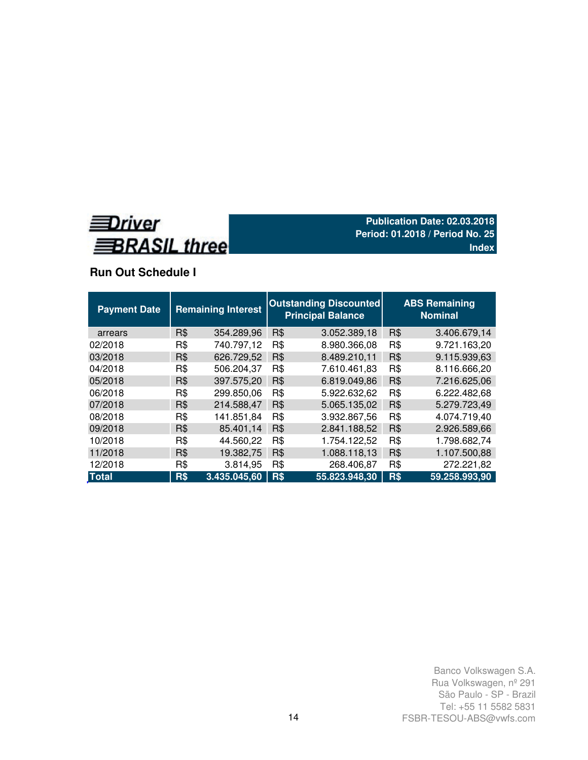**Driver BRASIL three**

**Publication Date: 02.03.2018**
**Period: 01.2018 / Period No. 25**
**Index**

## Run Out Schedule I

| Payment Date | Remaining Interest | | Outstanding Discounted Principal Balance | | ABS Remaining Nominal | |
|---|---|---|---|---|---|---|
| arrears | R$ | 354.289,96 | R$ | 3.052.389,18 | R$ | 3.406.679,14 |
| 02/2018 | R$ | 740.797,12 | R$ | 8.980.366,08 | R$ | 9.721.163,20 |
| 03/2018 | R$ | 626.729,52 | R$ | 8.489.210,11 | R$ | 9.115.939,63 |
| 04/2018 | R$ | 506.204,37 | R$ | 7.610.461,83 | R$ | 8.116.666,20 |
| 05/2018 | R$ | 397.575,20 | R$ | 6.819.049,86 | R$ | 7.216.625,06 |
| 06/2018 | R$ | 299.850,06 | R$ | 5.922.632,62 | R$ | 6.222.482,68 |
| 07/2018 | R$ | 214.588,47 | R$ | 5.065.135,02 | R$ | 5.279.723,49 |
| 08/2018 | R$ | 141.851,84 | R$ | 3.932.867,56 | R$ | 4.074.719,40 |
| 09/2018 | R$ | 85.401,14 | R$ | 2.841.188,52 | R$ | 2.926.589,66 |
| 10/2018 | R$ | 44.560,22 | R$ | 1.754.122,52 | R$ | 1.798.682,74 |
| 11/2018 | R$ | 19.382,75 | R$ | 1.088.118,13 | R$ | 1.107.500,88 |
| 12/2018 | R$ | 3.814,95 | R$ | 268.406,87 | R$ | 272.221,82 |
| **Total** | **R$** | **3.435.045,60** | **R$** | **55.823.948,30** | **R$** | **59.258.993,90** |

Banco Volkswagen S.A.
Rua Volkswagen, nº 291
São Paulo - SP - Brazil
Tel: +55 11 5582 5831
FSBR-TESOU-ABS@vwfs.com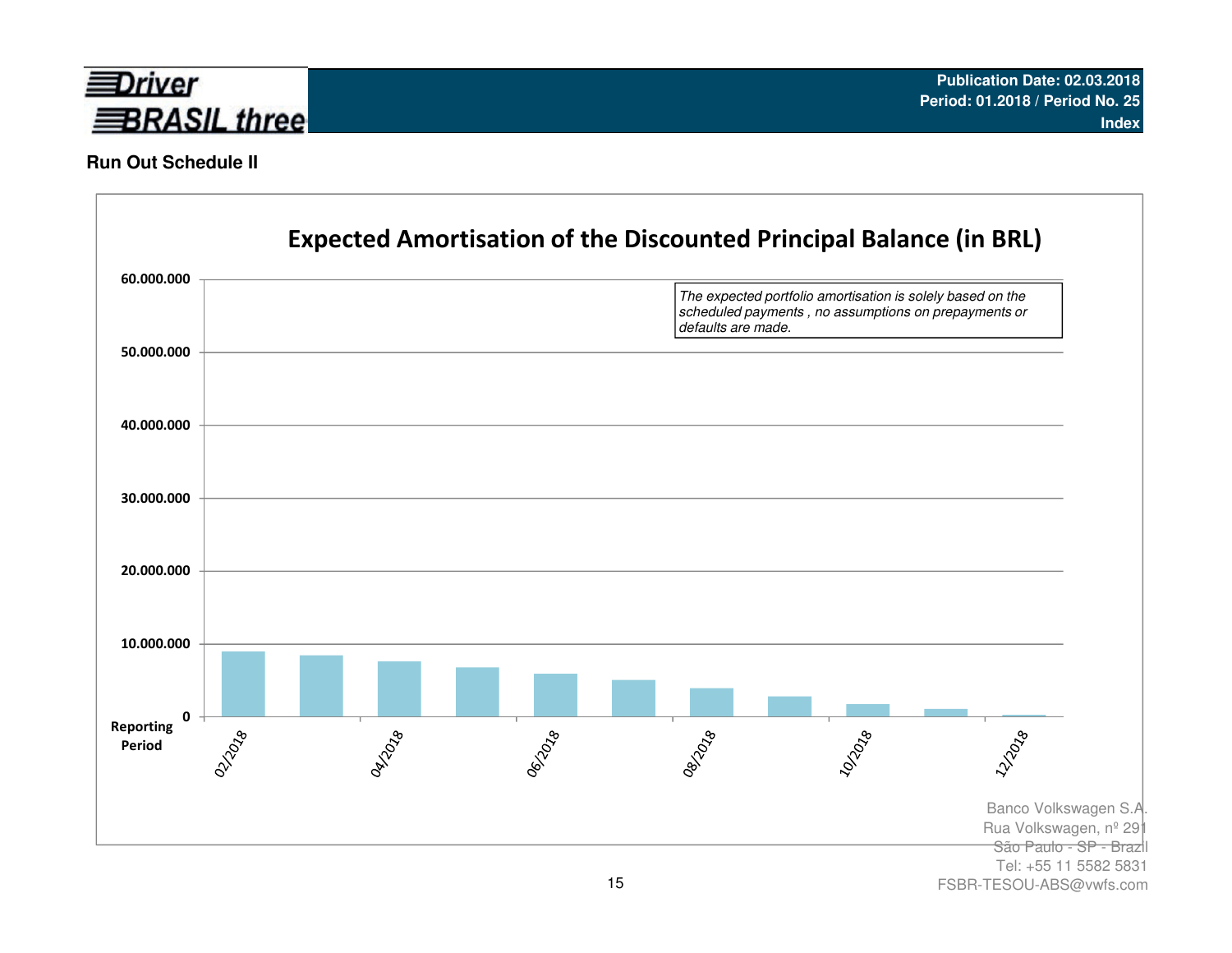**Run Out Schedule II**

## Expected Amortisation of the Discounted Principal Balance (in BRL)

*The expected portfolio amortisation is solely based on the scheduled payments , no assumptions on prepayments or defaults are made.*

60.000.000

50.000.000

40.000.000

30.000.000

20.000.000

10.000.000

0

Reporting Period

02/2018 04/2018 06/2018 08/2018 10/2018 12/2018

Banco Volkswagen S.A.
Rua Volkswagen, nº 291
São Paulo - SP - Brazil
Tel: +55 11 5582 5831
FSBR-TESOU-ABS@vwfs.com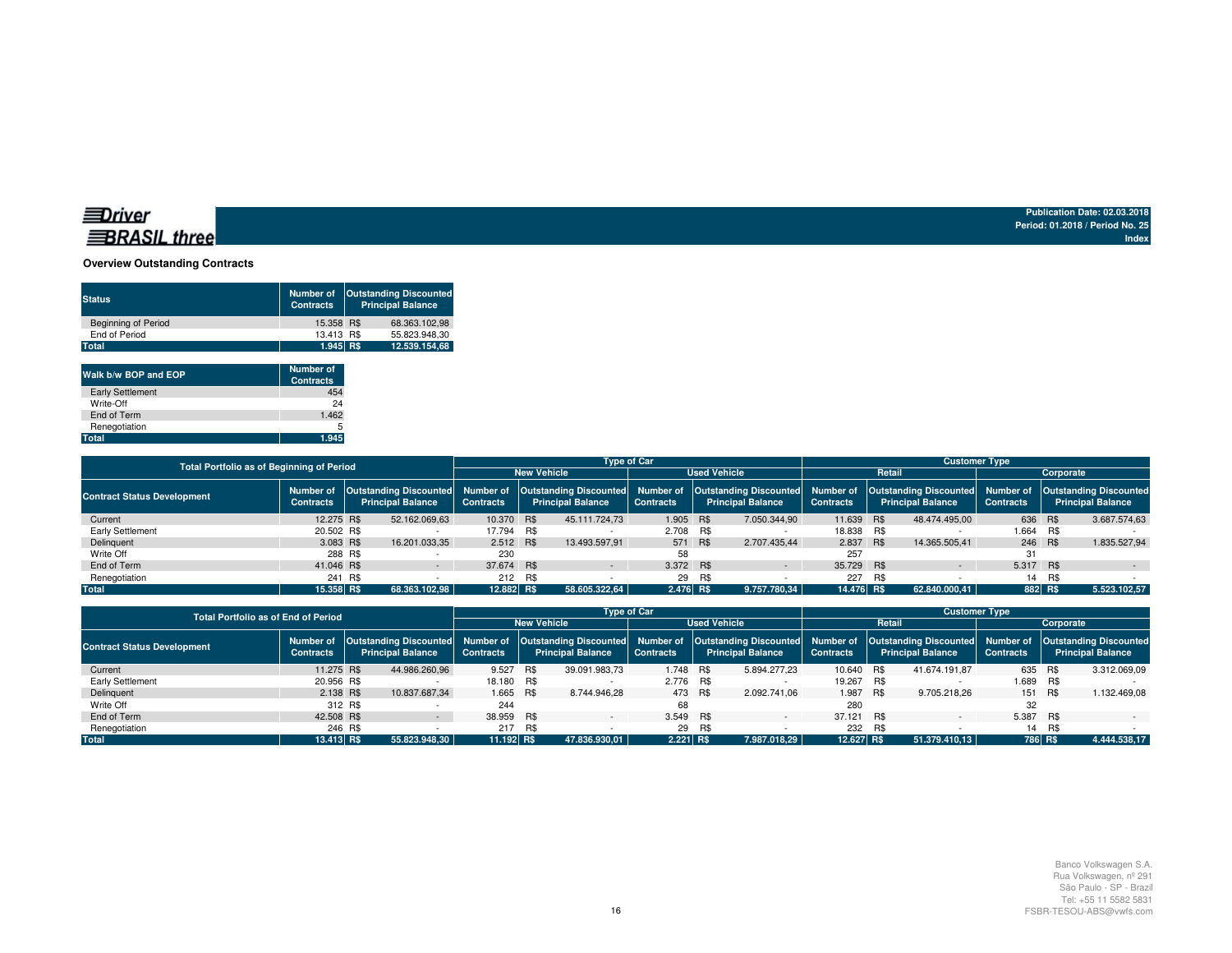Driver BRASIL three

Publication Date: 02.03.2018
Period: 01.2018 / Period No. 25
Index

## Overview Outstanding Contracts

| Status | Number of Contracts | Outstanding Discounted Principal Balance |
|---|---|---|
| Beginning of Period | 15.358 | R$ 68.363.102,98 |
| End of Period | 13.413 | R$ 55.823.948,30 |
| **Total** | **1.945** | **R$ 12.539.154,68** |

| Walk b/w BOP and EOP | Number of Contracts |
|---|---|
| Early Settlement | 454 |
| Write-Off | 24 |
| End of Term | 1.462 |
| Renegotiation | 5 |
| **Total** | **1.945** |

| Total Portfolio as of Beginning of Period | | | Type of Car | | | | Customer Type | | | |
|---|---|---|---|---|---|---|---|---|---|---|
| | | | New Vehicle | | Used Vehicle | | Retail | | Corporate | |
| Contract Status Development | Number of Contracts | Outstanding Discounted Principal Balance | Number of Contracts | Outstanding Discounted Principal Balance | Number of Contracts | Outstanding Discounted Principal Balance | Number of Contracts | Outstanding Discounted Principal Balance | Number of Contracts | Outstanding Discounted Principal Balance |
| Current | 12.275 | R$ 52.162.069,63 | 10.370 | R$ 45.111.724,73 | 1.905 | R$ 7.050.344,90 | 11.639 | R$ 48.474.495,00 | 636 | R$ 3.687.574,63 |
| Early Settlement | 20.502 | R$ - | 17.794 | R$ - | 2.708 | R$ - | 18.838 | R$ - | 1.664 | R$ - |
| Delinquent | 3.083 | R$ 16.201.033,35 | 2.512 | R$ 13.493.597,91 | 571 | R$ 2.707.435,44 | 2.837 | R$ 14.365.505,41 | 246 | R$ 1.835.527,94 |
| Write Off | 288 | R$ - | 230 | | 58 | | 257 | | 31 | |
| End of Term | 41.046 | R$ - | 37.674 | R$ - | 3.372 | R$ - | 35.729 | R$ - | 5.317 | R$ - |
| Renegotiation | 241 | R$ - | 212 | R$ - | 29 | R$ - | 227 | R$ - | 14 | R$ - |
| **Total** | **15.358** | **R$ 68.363.102,98** | **12.882** | **R$ 58.605.322,64** | **2.476** | **R$ 9.757.780,34** | **14.476** | **R$ 62.840.000,41** | **882** | **R$ 5.523.102,57** |

| Total Portfolio as of End of Period | | | Type of Car | | | | Customer Type | | | |
|---|---|---|---|---|---|---|---|---|---|---|
| | | | New Vehicle | | Used Vehicle | | Retail | | Corporate | |
| Contract Status Development | Number of Contracts | Outstanding Discounted Principal Balance | Number of Contracts | Outstanding Discounted Principal Balance | Number of Contracts | Outstanding Discounted Principal Balance | Number of Contracts | Outstanding Discounted Principal Balance | Number of Contracts | Outstanding Discounted Principal Balance |
| Current | 11.275 | R$ 44.986.260,96 | 9.527 | R$ 39.091.983,73 | 1.748 | R$ 5.894.277,23 | 10.640 | R$ 41.674.191,87 | 635 | R$ 3.312.069,09 |
| Early Settlement | 20.956 | R$ - | 18.180 | R$ - | 2.776 | R$ - | 19.267 | R$ - | 1.689 | R$ - |
| Delinquent | 2.138 | R$ 10.837.687,34 | 1.665 | R$ 8.744.946,28 | 473 | R$ 2.092.741,06 | 1.987 | R$ 9.705.218,26 | 151 | R$ 1.132.469,08 |
| Write Off | 312 | R$ - | 244 | | 68 | | 280 | | 32 | |
| End of Term | 42.508 | R$ - | 38.959 | R$ - | 3.549 | R$ - | 37.121 | R$ - | 5.387 | R$ - |
| Renegotiation | 246 | R$ - | 217 | R$ - | 29 | R$ - | 232 | R$ - | 14 | R$ - |
| **Total** | **13.413** | **R$ 55.823.948,30** | **11.192** | **R$ 47.836.930,01** | **2.221** | **R$ 7.987.018,29** | **12.627** | **R$ 51.379.410,13** | **786** | **R$ 4.444.538,17** |

Banco Volkswagen S.A.
Rua Volkswagen, nº 291
São Paulo - SP - Brazil
Tel: +55 11 5582 5831
FSBR-TESOU-ABS@vwfs.com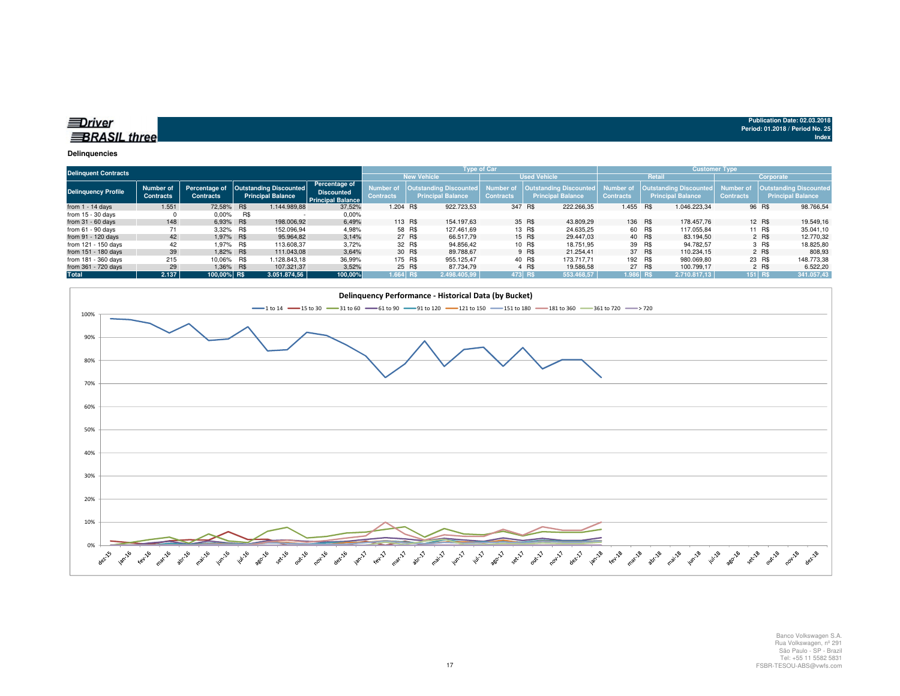**Driver BRASIL three**

Publication Date: 02.03.2018
Period: 01.2018 / Period No. 25
Index

## Delinquencies

| Delinquent Contracts | | | | | Type of Car | | | | Customer Type | | | |
|---|---|---|---|---|---|---|---|---|---|---|---|---|
| | | | | | New Vehicle | | Used Vehicle | | Retail | | Corporate | |
| Delinquency Profile | Number of Contracts | Percentage of Contracts | Outstanding Discounted Principal Balance | Percentage of Discounted Principal Balance | Number of Contracts | Outstanding Discounted Principal Balance | Number of Contracts | Outstanding Discounted Principal Balance | Number of Contracts | Outstanding Discounted Principal Balance | Number of Contracts | Outstanding Discounted Principal Balance |
| from 1 - 14 days | 1.551 | 72,58% | R$ 1.144.989,88 | 37,52% | 1.204 | R$ 922.723,53 | 347 | R$ 222.266,35 | 1.455 | R$ 1.046.223,34 | 96 | R$ 98.766,54 |
| from 15 - 30 days | 0 | 0,00% | R$ - | 0,00% | | | | | | | | |
| from 31 - 60 days | 148 | 6,93% | R$ 198.006,92 | 6,49% | 113 | R$ 154.197,63 | 35 | R$ 43.809,29 | 136 | R$ 178.457,76 | 12 | R$ 19.549,16 |
| from 61 - 90 days | 71 | 3,32% | R$ 152.096,94 | 4,98% | 58 | R$ 127.461,69 | 13 | R$ 24.635,25 | 60 | R$ 117.055,84 | 11 | R$ 35.041,10 |
| from 91 - 120 days | 42 | 1,97% | R$ 95.964,82 | 3,14% | 27 | R$ 66.517,79 | 15 | R$ 29.447,03 | 40 | R$ 83.194,50 | 2 | R$ 12.770,32 |
| from 121 - 150 days | 42 | 1,97% | R$ 113.608,37 | 3,72% | 32 | R$ 94.856,42 | 10 | R$ 18.751,95 | 39 | R$ 94.782,57 | 3 | R$ 18.825,80 |
| from 151 - 180 days | 39 | 1,82% | R$ 111.043,08 | 3,64% | 30 | R$ 89.788,67 | 9 | R$ 21.254,41 | 37 | R$ 110.234,15 | 2 | R$ 808,93 |
| from 181 - 360 days | 215 | 10,06% | R$ 1.128.843,18 | 36,99% | 175 | R$ 955.125,47 | 40 | R$ 173.717,71 | 192 | R$ 980.069,80 | 23 | R$ 148.773,38 |
| from 361 - 720 days | 29 | 1,36% | R$ 107.321,37 | 3,52% | 25 | R$ 87.734,79 | 4 | R$ 19.586,58 | 27 | R$ 100.799,17 | 2 | R$ 6.522,20 |
| Total | 2.137 | 100,00% | R$ 3.051.874,56 | 100,00% | 1.664 | R$ 2.498.405,99 | 473 | R$ 553.468,57 | 1.986 | R$ 2.710.817,13 | 151 | R$ 341.057,43 |

**Delinquency Performance - Historical Data (by Bucket)**

Legend: 1 to 14, 15 to 30, 31 to 60, 61 to 90, 91 to 120, 121 to 150, 151 to 180, 181 to 360, 361 to 720, > 720

Banco Volkswagen S.A.
Rua Volkswagen, nº 291
São Paulo - SP - Brazil
Tel: +55 11 5582 5831
FSBR-TESOU-ABS@vwfs.com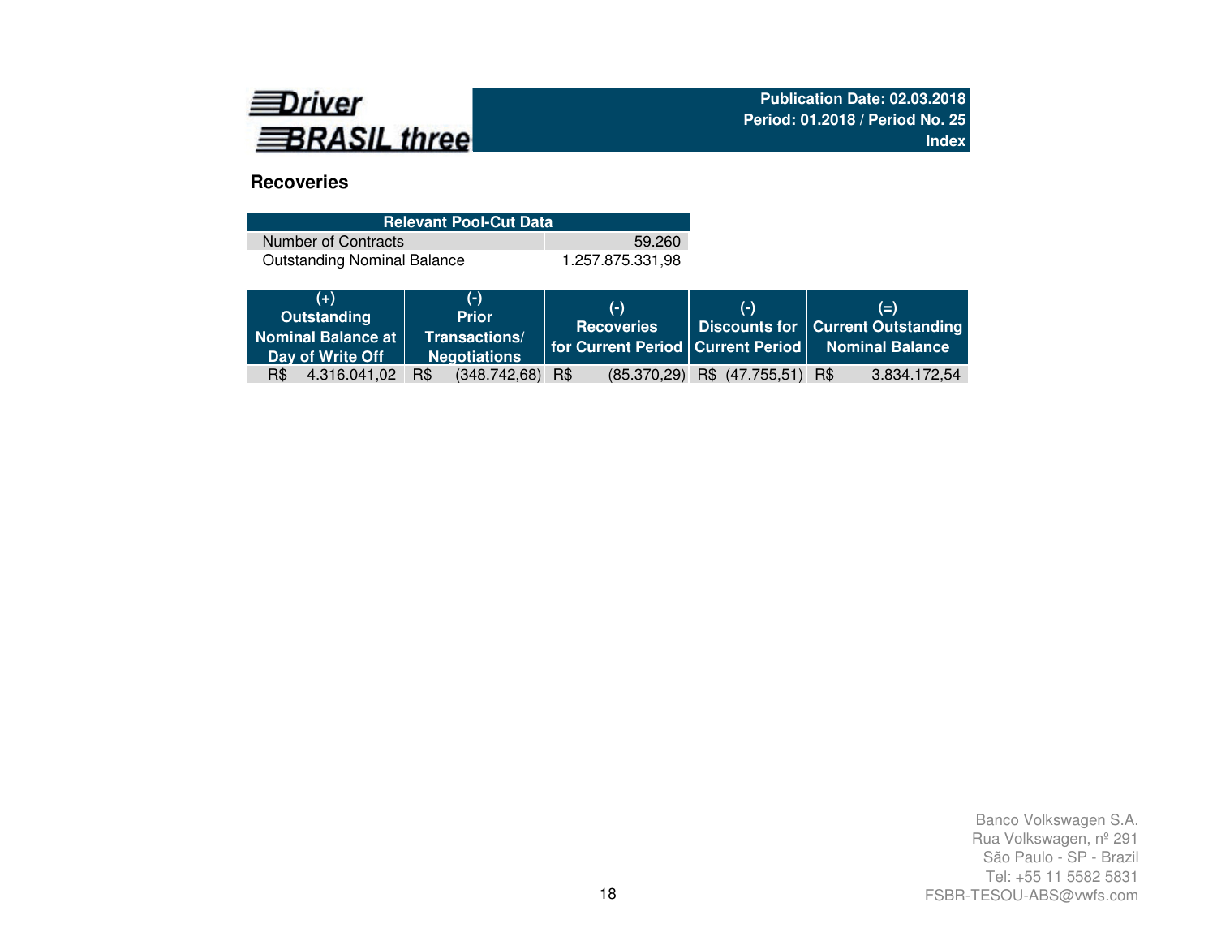Driver BRASIL three

**Publication Date: 02.03.2018**
**Period: 01.2018 / Period No. 25**
**Index**

## Recoveries

| Relevant Pool-Cut Data | |
|---|---|
| Number of Contracts | 59.260 |
| Outstanding Nominal Balance | 1.257.875.331,98 |

| (+) Outstanding Nominal Balance at Day of Write Off | (-) Prior Transactions/ Negotiations | (-) Recoveries for Current Period | (-) Discounts for Current Period | (=) Current Outstanding Nominal Balance |
|---|---|---|---|---|
| R$ 4.316.041,02 | R$ (348.742,68) | R$ (85.370,29) | R$ (47.755,51) | R$ 3.834.172,54 |

Banco Volkswagen S.A.
Rua Volkswagen, nº 291
São Paulo - SP - Brazil
Tel: +55 11 5582 5831
FSBR-TESOU-ABS@vwfs.com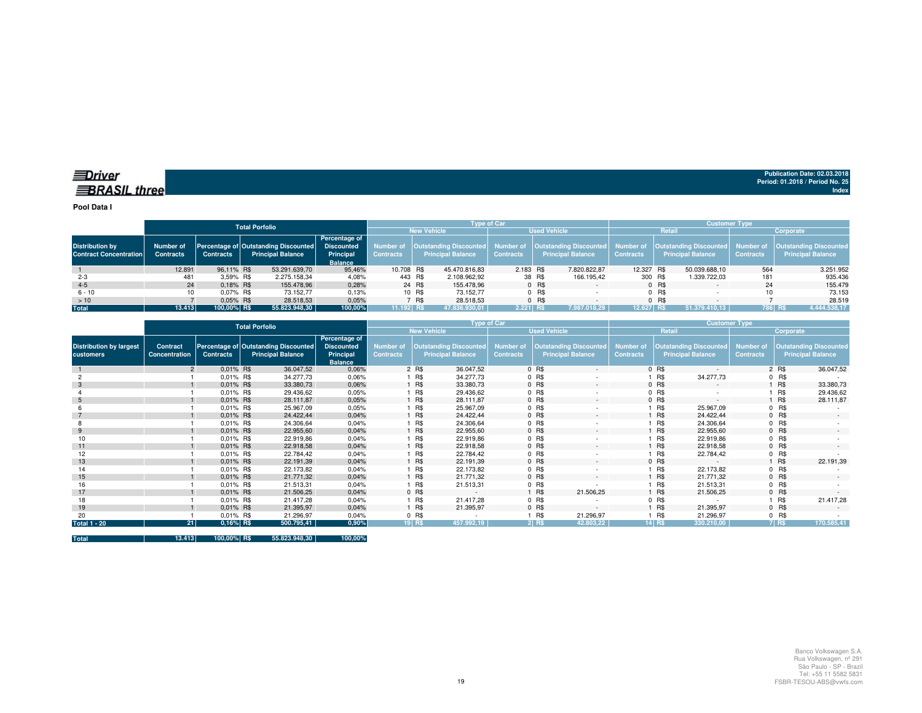**Driver BRASIL three**

Publication Date: 02.03.2018
Period: 01.2018 / Period No. 25
Index

**Pool Data I**

| Distribution by Contract Concentration | Total Porfolio | | | | Type of Car | | | | Customer Type | | | |
|---|---|---|---|---|---|---|---|---|---|---|---|---|
| | | | | | New Vehicle | | Used Vehicle | | Retail | | Corporate | |
| | Number of Contracts | Percentage of Contracts | Outstanding Discounted Principal Balance | Percentage of Discounted Principal Balance | Number of Contracts | Outstanding Discounted Principal Balance | Number of Contracts | Outstanding Discounted Principal Balance | Number of Contracts | Outstanding Discounted Principal Balance | Number of Contracts | Outstanding Discounted Principal Balance |
| 1 | 12.891 | 96,11% | R$ 53.291.639,70 | 95,46% | 10.708 | R$ 45.470.816,83 | 2.183 | R$ 7.820.822,87 | 12.327 | R$ 50.039.688,10 | 564 | 3.251.952 |
| 2-3 | 481 | 3,59% | R$ 2.275.158,34 | 4,08% | 443 | R$ 2.108.962,92 | 38 | R$ 166.195,42 | 300 | R$ 1.339.722,03 | 181 | 935.436 |
| 4-5 | 24 | 0,18% | R$ 155.478,96 | 0,28% | 24 | R$ 155.478,96 | 0 | R$ - | 0 | R$ - | 24 | 155.479 |
| 6 - 10 | 10 | 0,07% | R$ 73.152,77 | 0,13% | 10 | R$ 73.152,77 | 0 | R$ - | 0 | R$ - | 10 | 73.153 |
| > 10 | 7 | 0,05% | R$ 28.518,53 | 0,05% | 7 | R$ 28.518,53 | 0 | R$ - | 0 | R$ - | 7 | 28.519 |
| **Total** | **13.413** | **100,00%** | **R$ 55.823.948,30** | **100,00%** | **11.192** | **R$ 47.836.930,01** | **2.221** | **R$ 7.987.018,29** | **12.627** | **R$ 51.379.410,13** | **786** | **R$ 4.444.538,17** |

| Distribution by largest customers | Total Porfolio | | | | Type of Car | | | | Customer Type | | | |
|---|---|---|---|---|---|---|---|---|---|---|---|---|
| | | | | | New Vehicle | | Used Vehicle | | Retail | | Corporate | |
| | Contract Concentration | Percentage of Contracts | Outstanding Discounted Principal Balance | Percentage of Discounted Principal Balance | Number of Contracts | Outstanding Discounted Principal Balance | Number of Contracts | Outstanding Discounted Principal Balance | Number of Contracts | Outstanding Discounted Principal Balance | Number of Contracts | Outstanding Discounted Principal Balance |
| 1 | 2 | 0,01% | R$ 36.047,52 | 0,06% | 2 | R$ 36.047,52 | 0 | R$ - | 0 | R$ - | 2 | R$ 36.047,52 |
| 2 | 1 | 0,01% | R$ 34.277,73 | 0,06% | 1 | R$ 34.277,73 | 0 | R$ - | 1 | R$ 34.277,73 | 0 | R$ - |
| 3 | 1 | 0,01% | R$ 33.380,73 | 0,06% | 1 | R$ 33.380,73 | 0 | R$ - | 0 | R$ - | 1 | R$ 33.380,73 |
| 4 | 1 | 0,01% | R$ 29.436,62 | 0,05% | 1 | R$ 29.436,62 | 0 | R$ - | 0 | R$ - | 1 | R$ 29.436,62 |
| 5 | 1 | 0,01% | R$ 28.111,87 | 0,05% | 1 | R$ 28.111,87 | 0 | R$ - | 0 | R$ - | 1 | R$ 28.111,87 |
| 6 | 1 | 0,01% | R$ 25.967,09 | 0,05% | 1 | R$ 25.967,09 | 0 | R$ - | 1 | R$ 25.967,09 | 0 | R$ - |
| 7 | 1 | 0,01% | R$ 24.422,44 | 0,04% | 1 | R$ 24.422,44 | 0 | R$ - | 1 | R$ 24.422,44 | 0 | R$ - |
| 8 | 1 | 0,01% | R$ 24.306,64 | 0,04% | 1 | R$ 24.306,64 | 0 | R$ - | 1 | R$ 24.306,64 | 0 | R$ - |
| 9 | 1 | 0,01% | R$ 22.955,60 | 0,04% | 1 | R$ 22.955,60 | 0 | R$ - | 1 | R$ 22.955,60 | 0 | R$ - |
| 10 | 1 | 0,01% | R$ 22.919,86 | 0,04% | 1 | R$ 22.919,86 | 0 | R$ - | 1 | R$ 22.919,86 | 0 | R$ - |
| 11 | 1 | 0,01% | R$ 22.918,58 | 0,04% | 1 | R$ 22.918,58 | 0 | R$ - | 1 | R$ 22.918,58 | 0 | R$ - |
| 12 | 1 | 0,01% | R$ 22.784,42 | 0,04% | 1 | R$ 22.784,42 | 0 | R$ - | 1 | R$ 22.784,42 | 0 | R$ - |
| 13 | 1 | 0,01% | R$ 22.191,39 | 0,04% | 1 | R$ 22.191,39 | 0 | R$ - | 0 | R$ - | 1 | R$ 22.191,39 |
| 14 | 1 | 0,01% | R$ 22.173,82 | 0,04% | 1 | R$ 22.173,82 | 0 | R$ - | 1 | R$ 22.173,82 | 0 | R$ - |
| 15 | 1 | 0,01% | R$ 21.771,32 | 0,04% | 1 | R$ 21.771,32 | 0 | R$ - | 1 | R$ 21.771,32 | 0 | R$ - |
| 16 | 1 | 0,01% | R$ 21.513,31 | 0,04% | 1 | R$ 21.513,31 | 0 | R$ - | 1 | R$ 21.513,31 | 0 | R$ - |
| 17 | 1 | 0,01% | R$ 21.506,25 | 0,04% | 0 | R$ - | 1 | R$ 21.506,25 | 1 | R$ 21.506,25 | 0 | R$ - |
| 18 | 1 | 0,01% | R$ 21.417,28 | 0,04% | 1 | R$ 21.417,28 | 0 | R$ - | 0 | R$ - | 1 | R$ 21.417,28 |
| 19 | 1 | 0,01% | R$ 21.395,97 | 0,04% | 1 | R$ 21.395,97 | 0 | R$ - | 1 | R$ 21.395,97 | 0 | R$ - |
| 20 | 1 | 0,01% | R$ 21.296,97 | 0,04% | 0 | R$ - | 1 | R$ 21.296,97 | 1 | R$ 21.296,97 | 0 | R$ - |
| **Total 1 - 20** | **21** | **0,16%** | **R$ 500.795,41** | **0,90%** | **19** | **R$ 457.992,19** | **2** | **R$ 42.803,22** | **14** | **R$ 330.210,00** | **7** | **R$ 170.585,41** |

| | | | | |
|---|---|---|---|---|
| **Total** | **13.413** | **100,00%** | **R$ 55.823.948,30** | **100,00%** |

Banco Volkswagen S.A.
Rua Volkswagen, nº 291
São Paulo - SP - Brazil
Tel: +55 11 5582 5831
FSBR-TESOU-ABS@vwfs.com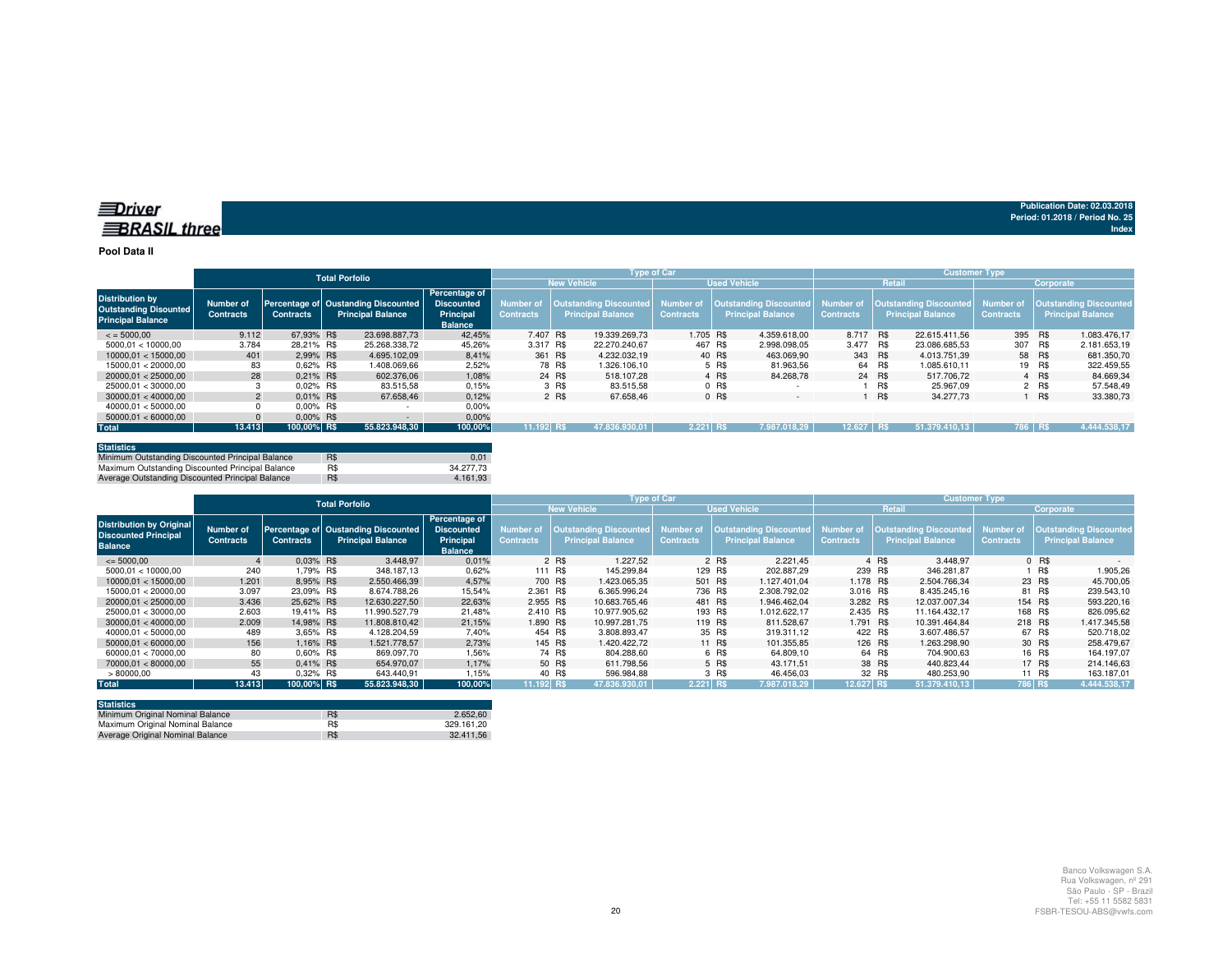**Driver BRASIL three**

Publication Date: 02.03.2018
Period: 01.2018 / Period No. 25
Index

**Pool Data II**

| Distribution by Outstanding Discounted Principal Balance | Total Porfolio | | | | Type of Car | | | | Customer Type | | | |
|---|---|---|---|---|---|---|---|---|---|---|---|---|
| | | | | | New Vehicle | | Used Vehicle | | Retail | | Corporate | |
| | Number of Contracts | Percentage of Contracts | Oustanding Discounted Principal Balance | Percentage of Discounted Principal Balance | Number of Contracts | Outstanding Discounted Principal Balance | Number of Contracts | Outstanding Discounted Principal Balance | Number of Contracts | Outstanding Discounted Principal Balance | Number of Contracts | Outstanding Discounted Principal Balance |
| < = 5000,00 | 9.112 | 67,93% | R$ 23.698.887,73 | 42,45% | 7.407 | R$ 19.339.269,73 | 1.705 | R$ 4.359.618,00 | 8.717 | R$ 22.615.411,56 | 395 | R$ 1.083.476,17 |
| 5000,01 < 10000,00 | 3.784 | 28,21% | R$ 25.268.338,72 | 45,26% | 3.317 | R$ 22.270.240,67 | 467 | R$ 2.998.098,05 | 3.477 | R$ 23.086.685,53 | 307 | R$ 2.181.653,19 |
| 10000,01 < 15000,00 | 401 | 2,99% | R$ 4.695.102,09 | 8,41% | 361 | R$ 4.232.032,19 | 40 | R$ 463.069,90 | 343 | R$ 4.013.751,39 | 58 | R$ 681.350,70 |
| 15000,01 < 20000,00 | 83 | 0,62% | R$ 1.408.069,66 | 2,52% | 78 | R$ 1.326.106,10 | 5 | R$ 81.963,56 | 64 | R$ 1.085.610,11 | 19 | R$ 322.459,55 |
| 20000,01 < 25000,00 | 28 | 0,21% | R$ 602.376,06 | 1,08% | 24 | R$ 518.107,28 | 4 | R$ 84.268,78 | 24 | R$ 517.706,72 | 4 | R$ 84.669,34 |
| 25000,01 < 30000,00 | 3 | 0,02% | R$ 83.515,58 | 0,15% | 3 | R$ 83.515,58 | 0 | R$ - | 1 | R$ 25.967,09 | 2 | R$ 57.548,49 |
| 30000,01 < 40000,00 | 2 | 0,01% | R$ 67.658,46 | 0,12% | 2 | R$ 67.658,46 | 0 | R$ - | 1 | R$ 34.277,73 | 1 | R$ 33.380,73 |
| 40000,01 < 50000,00 | 0 | 0,00% | R$ - | 0,00% | | | | | | | | |
| 50000,01 < 60000,00 | 0 | 0,00% | R$ - | 0,00% | | | | | | | | |
| **Total** | **13.413** | **100,00%** | **R$ 55.823.948,30** | **100,00%** | **11.192** | **R$ 47.836.930,01** | **2.221** | **R$ 7.987.018,29** | **12.627** | **R$ 51.379.410,13** | **786** | **R$ 4.444.538,17** |

| Statistics | | |
|---|---|---|
| Minimum Outstanding Discounted Principal Balance | R$ | 0,01 |
| Maximum Outstanding Discounted Principal Balance | R$ | 34.277,73 |
| Average Outstanding Discounted Principal Balance | R$ | 4.161,93 |

| Distribution by Original Discounted Principal Balance | Total Porfolio | | | | Type of Car | | | | Customer Type | | | |
|---|---|---|---|---|---|---|---|---|---|---|---|---|
| | | | | | New Vehicle | | Used Vehicle | | Retail | | Corporate | |
| | Number of Contracts | Percentage of Contracts | Oustanding Discounted Principal Balance | Percentage of Discounted Principal Balance | Number of Contracts | Outstanding Discounted Principal Balance | Number of Contracts | Outstanding Discounted Principal Balance | Number of Contracts | Outstanding Discounted Principal Balance | Number of Contracts | Outstanding Discounted Principal Balance |
| <= 5000,00 | 4 | 0,03% | R$ 3.448,97 | 0,01% | 2 | R$ 1.227,52 | 2 | R$ 2.221,45 | 4 | R$ 3.448,97 | 0 | R$ - |
| 5000,01 < 10000,00 | 240 | 1,79% | R$ 348.187,13 | 0,62% | 111 | R$ 145.299,84 | 129 | R$ 202.887,29 | 239 | R$ 346.281,87 | 1 | R$ 1.905,26 |
| 10000,01 < 15000,00 | 1.201 | 8,95% | R$ 2.550.466,39 | 4,57% | 700 | R$ 1.423.065,35 | 501 | R$ 1.127.401,04 | 1.178 | R$ 2.504.766,34 | 23 | R$ 45.700,05 |
| 15000,01 < 20000,00 | 3.097 | 23,09% | R$ 8.674.788,26 | 15,54% | 2.361 | R$ 6.365.996,24 | 736 | R$ 2.308.792,02 | 3.016 | R$ 8.435.245,16 | 81 | R$ 239.543,10 |
| 20000,01 < 25000,00 | 3.436 | 25,62% | R$ 12.630.227,50 | 22,63% | 2.955 | R$ 10.683.765,46 | 481 | R$ 1.946.462,04 | 3.282 | R$ 12.037.007,34 | 154 | R$ 593.220,16 |
| 25000,01 < 30000,00 | 2.603 | 19,41% | R$ 11.990.527,79 | 21,48% | 2.410 | R$ 10.977.905,62 | 193 | R$ 1.012.622,17 | 2.435 | R$ 11.164.432,17 | 168 | R$ 826.095,62 |
| 30000,01 < 40000,00 | 2.009 | 14,98% | R$ 11.808.810,42 | 21,15% | 1.890 | R$ 10.997.281,75 | 119 | R$ 811.528,67 | 1.791 | R$ 10.391.464,84 | 218 | R$ 1.417.345,58 |
| 40000,01 < 50000,00 | 489 | 3,65% | R$ 4.128.204,59 | 7,40% | 454 | R$ 3.808.893,47 | 35 | R$ 319.311,12 | 422 | R$ 3.607.486,57 | 67 | R$ 520.718,02 |
| 50000,01 < 60000,00 | 156 | 1,16% | R$ 1.521.778,57 | 2,73% | 145 | R$ 1.420.422,72 | 11 | R$ 101.355,85 | 126 | R$ 1.263.298,90 | 30 | R$ 258.479,67 |
| 60000,01 < 70000,00 | 80 | 0,60% | R$ 869.097,70 | 1,56% | 74 | R$ 804.288,60 | 6 | R$ 64.809,10 | 64 | R$ 704.900,63 | 16 | R$ 164.197,07 |
| 70000,01 < 80000,00 | 55 | 0,41% | R$ 654.970,07 | 1,17% | 50 | R$ 611.798,56 | 5 | R$ 43.171,51 | 38 | R$ 440.823,44 | 17 | R$ 214.146,63 |
| > 80000,00 | 43 | 0,32% | R$ 643.440,91 | 1,15% | 40 | R$ 596.984,88 | 3 | R$ 46.456,03 | 32 | R$ 480.253,90 | 11 | R$ 163.187,01 |
| **Total** | **13.413** | **100,00%** | **R$ 55.823.948,30** | **100,00%** | **11.192** | **R$ 47.836.930,01** | **2.221** | **R$ 7.987.018,29** | **12.627** | **R$ 51.379.410,13** | **786** | **R$ 4.444.538,17** |

| Statistics | | |
|---|---|---|
| Minimum Original Nominal Balance | R$ | 2.652,60 |
| Maximum Original Nominal Balance | R$ | 329.161,20 |
| Average Original Nominal Balance | R$ | 32.411,56 |

Banco Volkswagen S.A.
Rua Volkswagen, nº 291
São Paulo - SP - Brazil
Tel: +55 11 5582 5831
FSBR-TESOU-ABS@vwfs.com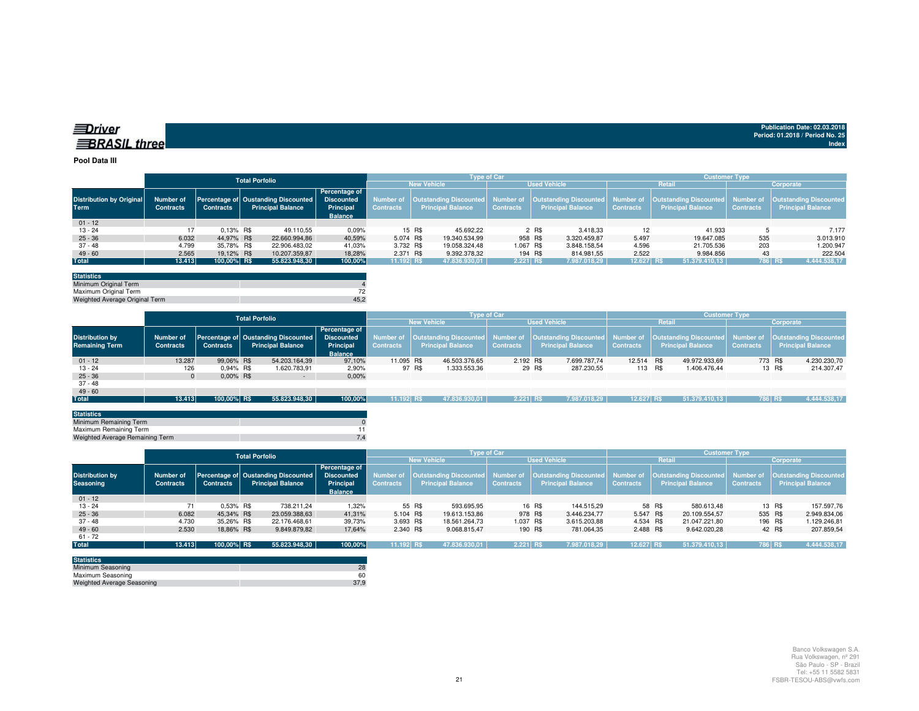Driver BRASIL three

Publication Date: 02.03.2018
Period: 01.2018 / Period No. 25
Index

**Pool Data III**

| | Total Porfolio | | | | Type of Car | | | | Customer Type | | | |
|---|---|---|---|---|---|---|---|---|---|---|---|---|
| | | | | | New Vehicle | | Used Vehicle | | Retail | | Corporate | |
| Distribution by Original Term | Number of Contracts | Percentage of Contracts | Oustanding Discounted Principal Balance | Percentage of Discounted Principal Balance | Number of Contracts | Outstanding Discounted Principal Balance | Number of Contracts | Outstanding Discounted Principal Balance | Number of Contracts | Outstanding Discounted Principal Balance | Number of Contracts | Outstanding Discounted Principal Balance |
| 01 - 12 | | | | | | | | | | | | |
| 13 - 24 | 17 | 0,13% | R$ 49.110,55 | 0,09% | 15 | R$ 45.692,22 | 2 | R$ 3.418,33 | 12 | 41.933 | 5 | 7.177 |
| 25 - 36 | 6.032 | 44,97% | R$ 22.660.994,86 | 40,59% | 5.074 | R$ 19.340.534,99 | 958 | R$ 3.320.459,87 | 5.497 | 19.647.085 | 535 | 3.013.910 |
| 37 - 48 | 4.799 | 35,78% | R$ 22.906.483,02 | 41,03% | 3.732 | R$ 19.058.324,48 | 1.067 | R$ 3.848.158,54 | 4.596 | 21.705.536 | 203 | 1.200.947 |
| 49 - 60 | 2.565 | 19,12% | R$ 10.207.359,87 | 18,28% | 2.371 | R$ 9.392.378,32 | 194 | R$ 814.981,55 | 2.522 | 9.984.856 | 43 | 222.504 |
| Total | 13.413 | 100,00% | R$ 55.823.948,30 | 100,00% | 11.192 | R$ 47.836.930,01 | 2.221 | R$ 7.987.018,29 | 12.627 | R$ 51.379.410,13 | 786 | R$ 4.444.538,17 |

| Statistics | |
|---|---|
| Minimum Original Term | 4 |
| Maximum Original Term | 72 |
| Weighted Average Original Term | 45,2 |

| | Total Porfolio | | | | Type of Car | | | | Customer Type | | | |
|---|---|---|---|---|---|---|---|---|---|---|---|---|
| | | | | | New Vehicle | | Used Vehicle | | Retail | | Corporate | |
| Distribution by Remaining Term | Number of Contracts | Percentage of Contracts | Oustanding Discounted Principal Balance | Percentage of Discounted Principal Balance | Number of Contracts | Outstanding Discounted Principal Balance | Number of Contracts | Outstanding Discounted Principal Balance | Number of Contracts | Outstanding Discounted Principal Balance | Number of Contracts | Outstanding Discounted Principal Balance |
| 01 - 12 | 13.287 | 99,06% | R$ 54.203.164,39 | 97,10% | 11.095 | R$ 46.503.376,65 | 2.192 | R$ 7.699.787,74 | 12.514 | R$ 49.972.933,69 | 773 | R$ 4.230.230,70 |
| 13 - 24 | 126 | 0,94% | R$ 1.620.783,91 | 2,90% | 97 | R$ 1.333.553,36 | 29 | R$ 287.230,55 | 113 | R$ 1.406.476,44 | 13 | R$ 214.307,47 |
| 25 - 36 | 0 | 0,00% | R$ - | 0,00% | | | | | | | | |
| 37 - 48 | | | | | | | | | | | | |
| 49 - 60 | | | | | | | | | | | | |
| Total | 13.413 | 100,00% | R$ 55.823.948,30 | 100,00% | 11.192 | R$ 47.836.930,01 | 2.221 | R$ 7.987.018,29 | 12.627 | R$ 51.379.410,13 | 786 | R$ 4.444.538,17 |

| Statistics | |
|---|---|
| Minimum Remaining Term | 0 |
| Maximum Remaining Term | 11 |
| Weighted Average Remaining Term | 7,4 |

| | Total Porfolio | | | | Type of Car | | | | Customer Type | | | |
|---|---|---|---|---|---|---|---|---|---|---|---|---|
| | | | | | New Vehicle | | Used Vehicle | | Retail | | Corporate | |
| Distribution by Seasoning | Number of Contracts | Percentage of Contracts | Oustanding Discounted Principal Balance | Percentage of Discounted Principal Balance | Number of Contracts | Outstanding Discounted Principal Balance | Number of Contracts | Outstanding Discounted Principal Balance | Number of Contracts | Outstanding Discounted Principal Balance | Number of Contracts | Outstanding Discounted Principal Balance |
| 01 - 12 | | | | | | | | | | | | |
| 13 - 24 | 71 | 0,53% | R$ 738.211,24 | 1,32% | 55 | R$ 593.695,95 | 16 | R$ 144.515,29 | 58 | R$ 580.613,48 | 13 | R$ 157.597,76 |
| 25 - 36 | 6.082 | 45,34% | R$ 23.059.388,63 | 41,31% | 5.104 | R$ 19.613.153,86 | 978 | R$ 3.446.234,77 | 5.547 | R$ 20.109.554,57 | 535 | R$ 2.949.834,06 |
| 37 - 48 | 4.730 | 35,26% | R$ 22.176.468,61 | 39,73% | 3.693 | R$ 18.561.264,73 | 1.037 | R$ 3.615.203,88 | 4.534 | R$ 21.047.221,80 | 196 | R$ 1.129.246,81 |
| 49 - 60 | 2.530 | 18,86% | R$ 9.849.879,82 | 17,64% | 2.340 | R$ 9.068.815,47 | 190 | R$ 781.064,35 | 2.488 | R$ 9.642.020,28 | 42 | R$ 207.859,54 |
| 61 - 72 | | | | | | | | | | | | |
| Total | 13.413 | 100,00% | R$ 55.823.948,30 | 100,00% | 11.192 | R$ 47.836.930,01 | 2.221 | R$ 7.987.018,29 | 12.627 | R$ 51.379.410,13 | 786 | R$ 4.444.538,17 |

| Statistics | |
|---|---|
| Minimum Seasoning | 28 |
| Maximum Seasoning | 60 |
| Weighted Average Seasoning | 37,9 |

Banco Volkswagen S.A.
Rua Volkswagen, nº 291
São Paulo - SP - Brazil
Tel: +55 11 5582 5831
FSBR-TESOU-ABS@vwfs.com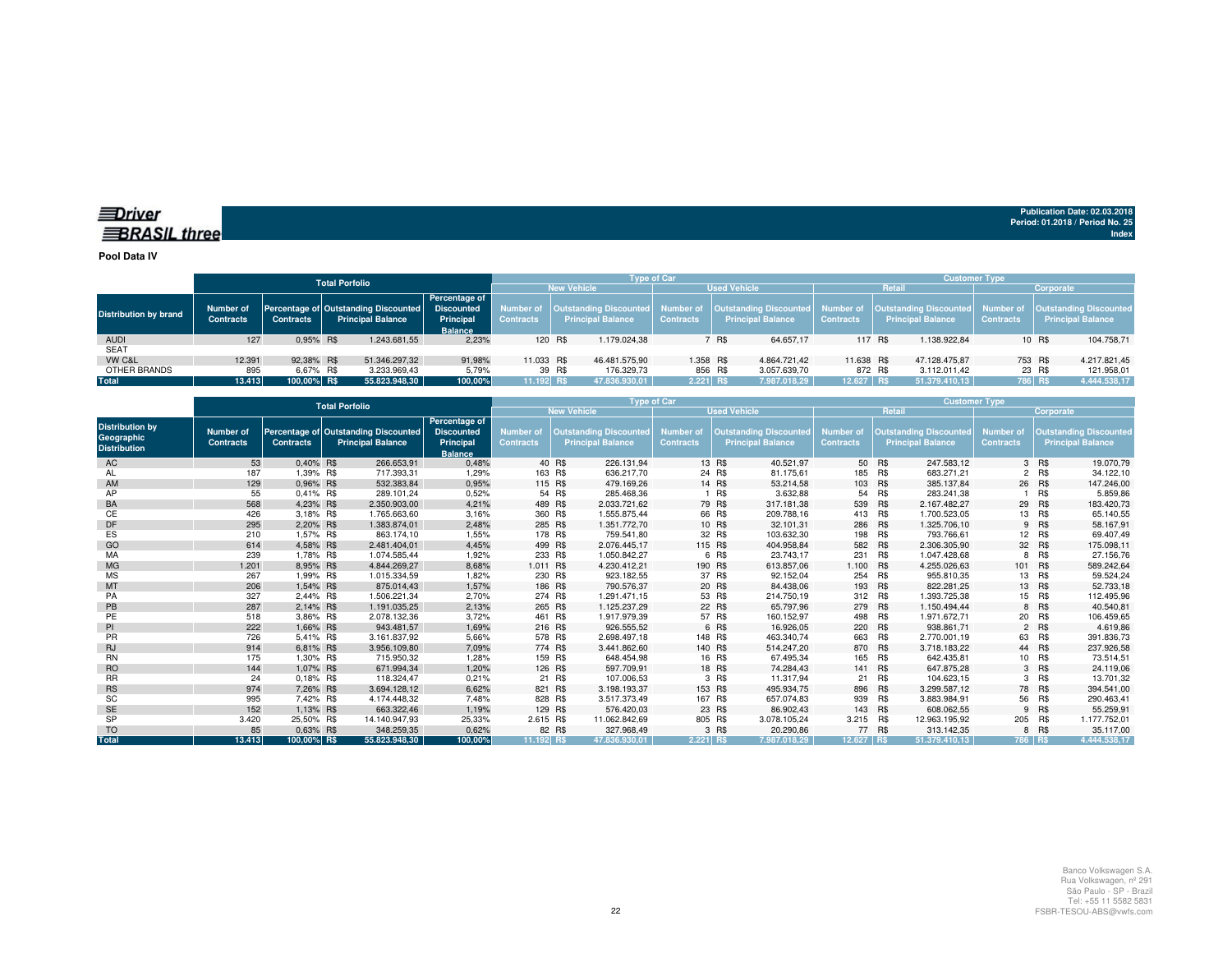Publication Date: 02.03.2018
Period: 01.2018 / Period No. 25
Index

**Pool Data IV**

| Distribution by brand | Total Porfolio | | | | Type of Car | | | | Customer Type | | | |
|---|---|---|---|---|---|---|---|---|---|---|---|---|
| | | | | | New Vehicle | | Used Vehicle | | Retail | | Corporate | |
| | Number of Contracts | Percentage of Contracts | Outstanding Discounted Principal Balance | Percentage of Discounted Principal Balance | Number of Contracts | Outstanding Discounted Principal Balance | Number of Contracts | Outstanding Discounted Principal Balance | Number of Contracts | Outstanding Discounted Principal Balance | Number of Contracts | Outstanding Discounted Principal Balance |
| AUDI | 127 | 0,95% | R$ 1.243.681,55 | 2,23% | 120 | R$ 1.179.024,38 | 7 | R$ 64.657,17 | 117 | R$ 1.138.922,84 | 10 | R$ 104.758,71 |
| SEAT | | | | | | | | | | | | |
| VW C&L | 12.391 | 92,38% | R$ 51.346.297,32 | 91,98% | 11.033 | R$ 46.481.575,90 | 1.358 | R$ 4.864.721,42 | 11.638 | R$ 47.128.475,87 | 753 | R$ 4.217.821,45 |
| OTHER BRANDS | 895 | 6,67% | R$ 3.233.969,43 | 5,79% | 39 | R$ 176.329,73 | 856 | R$ 3.057.639,70 | 872 | R$ 3.112.011,42 | 23 | R$ 121.958,01 |
| **Total** | **13.413** | **100,00%** | **R$ 55.823.948,30** | **100,00%** | **11.192** | **R$ 47.836.930,01** | **2.221** | **R$ 7.987.018,29** | **12.627** | **R$ 51.379.410,13** | **786** | **R$ 4.444.538,17** |

| Distribution by Geographic Distribution | Total Porfolio | | | | Type of Car | | | | Customer Type | | | |
|---|---|---|---|---|---|---|---|---|---|---|---|---|
| | | | | | New Vehicle | | Used Vehicle | | Retail | | Corporate | |
| | Number of Contracts | Percentage of Contracts | Outstanding Discounted Principal Balance | Percentage of Discounted Principal Balance | Number of Contracts | Outstanding Discounted Principal Balance | Number of Contracts | Outstanding Discounted Principal Balance | Number of Contracts | Outstanding Discounted Principal Balance | Number of Contracts | Outstanding Discounted Principal Balance |
| AC | 53 | 0,40% | R$ 266.653,91 | 0,48% | 40 | R$ 226.131,94 | 13 | R$ 40.521,97 | 50 | R$ 247.583,12 | 3 | R$ 19.070,79 |
| AL | 187 | 1,39% | R$ 717.393,31 | 1,29% | 163 | R$ 636.217,70 | 24 | R$ 81.175,61 | 185 | R$ 683.271,21 | 2 | R$ 34.122,10 |
| AM | 129 | 0,96% | R$ 532.383,84 | 0,95% | 115 | R$ 479.169,26 | 14 | R$ 53.214,58 | 103 | R$ 385.137,84 | 26 | R$ 147.246,00 |
| AP | 55 | 0,41% | R$ 289.101,24 | 0,52% | 54 | R$ 285.468,36 | 1 | R$ 3.632,88 | 54 | R$ 283.241,38 | 1 | R$ 5.859,86 |
| BA | 568 | 4,23% | R$ 2.350.903,00 | 4,21% | 489 | R$ 2.033.721,62 | 79 | R$ 317.181,38 | 539 | R$ 2.167.482,27 | 29 | R$ 183.420,73 |
| CE | 426 | 3,18% | R$ 1.765.663,60 | 3,16% | 360 | R$ 1.555.875,44 | 66 | R$ 209.788,16 | 413 | R$ 1.700.523,05 | 13 | R$ 65.140,55 |
| DF | 295 | 2,20% | R$ 1.383.874,01 | 2,48% | 285 | R$ 1.351.772,70 | 10 | R$ 32.101,31 | 286 | R$ 1.325.706,10 | 9 | R$ 58.167,91 |
| ES | 210 | 1,57% | R$ 863.174,10 | 1,55% | 178 | R$ 759.541,80 | 32 | R$ 103.632,30 | 198 | R$ 793.766,61 | 12 | R$ 69.407,49 |
| GO | 614 | 4,58% | R$ 2.481.404,01 | 4,45% | 499 | R$ 2.076.445,17 | 115 | R$ 404.958,84 | 582 | R$ 2.306.305,90 | 32 | R$ 175.098,11 |
| MA | 239 | 1,78% | R$ 1.074.585,44 | 1,92% | 233 | R$ 1.050.842,27 | 6 | R$ 23.743,17 | 231 | R$ 1.047.428,68 | 8 | R$ 27.156,76 |
| MG | 1.201 | 8,95% | R$ 4.844.269,27 | 8,68% | 1.011 | R$ 4.230.412,21 | 190 | R$ 613.857,06 | 1.100 | R$ 4.255.026,63 | 101 | R$ 589.242,64 |
| MS | 267 | 1,99% | R$ 1.015.334,59 | 1,82% | 230 | R$ 923.182,55 | 37 | R$ 92.152,04 | 254 | R$ 955.810,35 | 13 | R$ 59.524,24 |
| MT | 206 | 1,54% | R$ 875.014,43 | 1,57% | 186 | R$ 790.576,37 | 20 | R$ 84.438,06 | 193 | R$ 822.281,25 | 13 | R$ 52.733,18 |
| PA | 327 | 2,44% | R$ 1.506.221,34 | 2,70% | 274 | R$ 1.291.471,15 | 53 | R$ 214.750,19 | 312 | R$ 1.393.725,38 | 15 | R$ 112.495,96 |
| PB | 287 | 2,14% | R$ 1.191.035,25 | 2,13% | 265 | R$ 1.125.237,29 | 22 | R$ 65.797,96 | 279 | R$ 1.150.494,44 | 8 | R$ 40.540,81 |
| PE | 518 | 3,86% | R$ 2.078.132,36 | 3,72% | 461 | R$ 1.917.979,39 | 57 | R$ 160.152,97 | 498 | R$ 1.971.672,71 | 20 | R$ 106.459,65 |
| PI | 222 | 1,66% | R$ 943.481,57 | 1,69% | 216 | R$ 926.555,52 | 6 | R$ 16.926,05 | 220 | R$ 938.861,71 | 2 | R$ 4.619,86 |
| PR | 726 | 5,41% | R$ 3.161.837,92 | 5,66% | 578 | R$ 2.698.497,18 | 148 | R$ 463.340,74 | 663 | R$ 2.770.001,19 | 63 | R$ 391.836,73 |
| RJ | 914 | 6,81% | R$ 3.956.109,80 | 7,09% | 774 | R$ 3.441.862,60 | 140 | R$ 514.247,20 | 870 | R$ 3.718.183,22 | 44 | R$ 237.926,58 |
| RN | 175 | 1,30% | R$ 715.950,32 | 1,28% | 159 | R$ 648.454,98 | 16 | R$ 67.495,34 | 165 | R$ 642.435,81 | 10 | R$ 73.514,51 |
| RO | 144 | 1,07% | R$ 671.994,34 | 1,20% | 126 | R$ 597.709,91 | 18 | R$ 74.284,43 | 141 | R$ 647.875,28 | 3 | R$ 24.119,06 |
| RR | 24 | 0,18% | R$ 118.324,47 | 0,21% | 21 | R$ 107.006,53 | 3 | R$ 11.317,94 | 21 | R$ 104.623,15 | 3 | R$ 13.701,32 |
| RS | 974 | 7,26% | R$ 3.694.128,12 | 6,62% | 821 | R$ 3.198.193,37 | 153 | R$ 495.934,75 | 896 | R$ 3.299.587,12 | 78 | R$ 394.541,00 |
| SC | 995 | 7,42% | R$ 4.174.448,32 | 7,48% | 828 | R$ 3.517.373,49 | 167 | R$ 657.074,83 | 939 | R$ 3.883.984,91 | 56 | R$ 290.463,41 |
| SE | 152 | 1,13% | R$ 663.322,46 | 1,19% | 129 | R$ 576.420,03 | 23 | R$ 86.902,43 | 143 | R$ 608.062,55 | 9 | R$ 55.259,91 |
| SP | 3.420 | 25,50% | R$ 14.140.947,93 | 25,33% | 2.615 | R$ 11.062.842,69 | 805 | R$ 3.078.105,24 | 3.215 | R$ 12.963.195,92 | 205 | R$ 1.177.752,01 |
| TO | 85 | 0,63% | R$ 348.259,35 | 0,62% | 82 | R$ 327.968,49 | 3 | R$ 20.290,86 | 77 | R$ 313.142,35 | 8 | R$ 35.117,00 |
| **Total** | **13.413** | **100,00%** | **R$ 55.823.948,30** | **100,00%** | **11.192** | **R$ 47.836.930,01** | **2.221** | **R$ 7.987.018,29** | **12.627** | **R$ 51.379.410,13** | **786** | **R$ 4.444.538,17** |

Banco Volkswagen S.A.
Rua Volkswagen, nº 291
São Paulo - SP - Brazil
Tel: +55 11 5582 5831
FSBR-TESOU-ABS@vwfs.com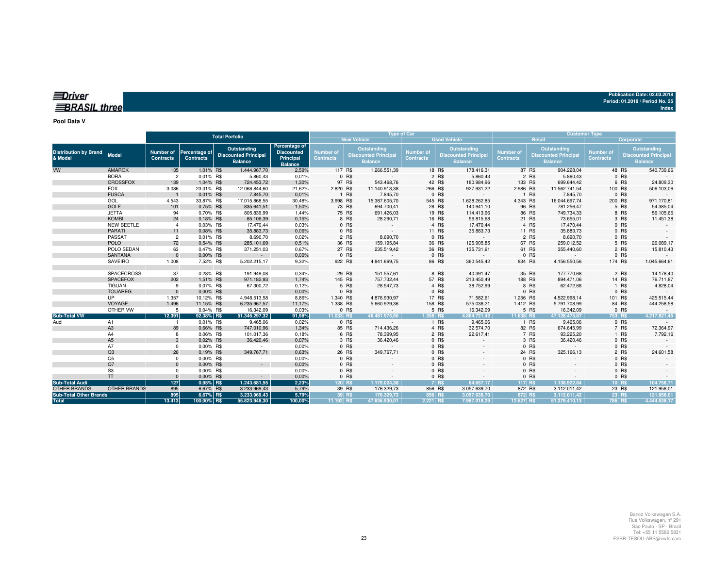**Driver BRASIL three**

Publication Date: 02.03.2018
Period: 01.2018 / Period No. 25
Index

**Pool Data V**

| Distribution by Brand & Model | Model | Total Porfolio | | | | Type of Car | | | | Customer Type | | | |
|---|---|---|---|---|---|---|---|---|---|---|---|---|---|
| | | | | | | New Vehicle | | Used Vehicle | | Retail | | Corporate | |
| | | Number of Contracts | Percentage of Contracts | Outstanding Discounted Principal Balance | Percentage of Discounted Principal Balance | Number of Contracts | Outstanding Discounted Principal Balance | Number of Contracts | Outstanding Discounted Principal Balance | Number of Contracts | Outstanding Discounted Principal Balance | Number of Contracts | Outstanding Discounted Principal Balance |
| VW | AMAROK | 135 | 1,01% | R$ 1.444.967,70 | 2,59% | 117 | R$ 1.266.551,39 | 18 | R$ 178.416,31 | 87 | R$ 904.228,04 | 48 | R$ 540.739,66 |
| | BORA | 2 | 0,01% | R$ 5.860,43 | 0,01% | 0 | R$ - | 2 | R$ 5.860,43 | 2 | R$ 5.860,43 | 0 | R$ - |
| | CROSSFOX | 139 | 1,04% | R$ 724.453,72 | 1,30% | 97 | R$ 543.468,76 | 42 | R$ 180.984,96 | 133 | R$ 699.644,42 | 6 | R$ 24.809,30 |
| | FOX | 3.086 | 23,01% | R$ 12.068.844,60 | 21,62% | 2.820 | R$ 11.140.913,38 | 266 | R$ 927.931,22 | 2.986 | R$ 11.562.741,54 | 100 | R$ 506.103,06 |
| | FUSCA | 1 | 0,01% | R$ 7.845,70 | 0,01% | 1 | R$ 7.845,70 | 0 | R$ - | 1 | R$ 7.845,70 | 0 | R$ - |
| | GOL | 4.543 | 33,87% | R$ 17.015.868,55 | 30,48% | 3.998 | R$ 15.387.605,70 | 545 | R$ 1.628.262,85 | 4.343 | R$ 16.044.697,74 | 200 | R$ 971.170,81 |
| | GOLF | 101 | 0,75% | R$ 835.641,51 | 1,50% | 73 | R$ 694.700,41 | 28 | R$ 140.941,10 | 96 | R$ 781.256,47 | 5 | R$ 54.385,04 |
| | JETTA | 94 | 0,70% | R$ 805.839,99 | 1,44% | 75 | R$ 691.426,03 | 19 | R$ 114.413,96 | 86 | R$ 749.734,33 | 8 | R$ 56.105,66 |
| | KOMBI | 24 | 0,18% | R$ 85.106,39 | 0,15% | 8 | R$ 28.290,71 | 16 | R$ 56.815,68 | 21 | R$ 73.655,01 | 3 | R$ 11.451,38 |
| | NEW BEETLE | 4 | 0,03% | R$ 17.470,44 | 0,03% | 0 | R$ - | 4 | R$ 17.470,44 | 4 | R$ 17.470,44 | 0 | R$ - |
| | PARATI | 11 | 0,08% | R$ 35.883,73 | 0,06% | 0 | R$ - | 11 | R$ 35.883,73 | 11 | R$ 35.883,73 | 0 | R$ - |
| | PASSAT | 2 | 0,01% | R$ 8.690,70 | 0,02% | 2 | R$ 8.690,70 | 0 | R$ - | 2 | R$ 8.690,70 | 0 | R$ - |
| | POLO | 72 | 0,54% | R$ 285.101,69 | 0,51% | 36 | R$ 159.195,84 | 36 | R$ 125.905,85 | 67 | R$ 259.012,52 | 5 | R$ 26.089,17 |
| | POLO SEDAN | 63 | 0,47% | R$ 371.251,03 | 0,67% | 27 | R$ 235.519,42 | 36 | R$ 135.731,61 | 61 | R$ 355.440,60 | 2 | R$ 15.810,43 |
| | SANTANA | 0 | 0,00% | R$ - | 0,00% | 0 | R$ - | 0 | R$ - | 0 | R$ - | 0 | R$ - |
| | SAVEIRO | 1.008 | 7,52% | R$ 5.202.215,17 | 9,32% | 922 | R$ 4.841.669,75 | 86 | R$ 360.545,42 | 834 | R$ 4.156.550,56 | 174 | R$ 1.045.664,61 |
| | SPACECROSS | 37 | 0,28% | R$ 191.949,08 | 0,34% | 29 | R$ 151.557,61 | 8 | R$ 40.391,47 | 35 | R$ 177.770,68 | 2 | R$ 14.178,40 |
| | SPACEFOX | 202 | 1,51% | R$ 971.182,93 | 1,74% | 145 | R$ 757.732,44 | 57 | R$ 213.450,49 | 188 | R$ 894.471,06 | 14 | R$ 76.711,87 |
| | TIGUAN | 9 | 0,07% | R$ 67.300,72 | 0,12% | 5 | R$ 28.547,73 | 4 | R$ 38.752,99 | 8 | R$ 62.472,68 | 1 | R$ 4.828,04 |
| | TOUAREG | 0 | 0,00% | R$ - | 0,00% | 0 | R$ - | 0 | R$ - | 0 | R$ - | 0 | R$ - |
| | UP | 1.357 | 10,12% | R$ 4.948.513,58 | 8,86% | 1.340 | R$ 4.876.930,97 | 17 | R$ 71.582,61 | 1.256 | R$ 4.522.998,14 | 101 | R$ 425.515,44 |
| | VOYAGE | 1.496 | 11,15% | R$ 6.235.967,57 | 11,17% | 1.338 | R$ 5.660.929,36 | 158 | R$ 575.038,21 | 1.412 | R$ 5.791.708,99 | 84 | R$ 444.258,58 |
| | OTHER VW | 5 | 0,04% | R$ 16.342,09 | 0,03% | 0 | R$ - | 5 | R$ 16.342,09 | 5 | R$ 16.342,09 | 0 | R$ - |
| **Sub-Total VW** | | **12.391** | **92,38%** | **R$ 51.346.297,32** | **91,98%** | **11.033** | **R$ 46.481.575,90** | **1.358** | **R$ 4.864.721,42** | **11.638** | **R$ 47.128.475,87** | **753** | **R$ 4.217.821,45** |
| Audi | A1 | 1 | 0,01% | R$ 9.465,06 | 0,02% | 0 | R$ - | 1 | R$ 9.465,06 | 1 | R$ 9.465,06 | 0 | R$ - |
| | A3 | 89 | 0,66% | R$ 747.010,96 | 1,34% | 85 | R$ 714.436,26 | 4 | R$ 32.574,70 | 82 | R$ 674.645,99 | 7 | R$ 72.364,97 |
| | A4 | 8 | 0,06% | R$ 101.017,36 | 0,18% | 6 | R$ 78.399,95 | 2 | R$ 22.617,41 | 7 | R$ 93.225,20 | 1 | R$ 7.792,16 |
| | A5 | 3 | 0,02% | R$ 36.420,46 | 0,07% | 3 | R$ 36.420,46 | 0 | R$ - | 3 | R$ 36.420,46 | 0 | R$ - |
| | A7 | 0 | 0,00% | R$ - | 0,00% | 0 | R$ - | 0 | R$ - | 0 | R$ - | 0 | R$ - |
| | Q3 | 26 | 0,19% | R$ 349.767,71 | 0,63% | 26 | R$ 349.767,71 | 0 | R$ - | 24 | R$ 325.166,13 | 2 | R$ 24.601,58 |
| | Q5 | 0 | 0,00% | R$ - | 0,00% | 0 | R$ - | 0 | R$ - | 0 | R$ - | 0 | R$ - |
| | Q7 | 0 | 0,00% | R$ - | 0,00% | 0 | R$ - | 0 | R$ - | 0 | R$ - | 0 | R$ - |
| | S3 | 0 | 0,00% | R$ - | 0,00% | 0 | R$ - | 0 | R$ - | 0 | R$ - | 0 | R$ - |
| | TT | 0 | 0,00% | R$ - | 0,00% | 0 | R$ - | 0 | R$ - | 0 | R$ - | 0 | R$ - |
| **Sub-Total Audi** | | **127** | **0,95%** | **R$ 1.243.681,55** | **2,23%** | **120** | **R$ 1.179.024,38** | **7** | **R$ 64.657,17** | **117** | **R$ 1.138.922,84** | **10** | **R$ 104.758,71** |
| OTHER BRANDS | OTHER BRANDS | 895 | 6,67% | R$ 3.233.969,43 | 5,79% | 39 | R$ 176.329,73 | 856 | R$ 3.057.639,70 | 872 | R$ 3.112.011,42 | 23 | R$ 121.958,01 |
| **Sub-Total Other Brands** | | **895** | **6,67%** | **R$ 3.233.969,43** | **5,79%** | **39** | **R$ 176.329,73** | **856** | **R$ 3.057.639,70** | **872** | **R$ 3.112.011,42** | **23** | **R$ 121.958,01** |
| **Total** | | **13.413** | **100,00%** | **R$ 55.823.948,30** | **100,00%** | **11.192** | **R$ 47.836.930,01** | **2.221** | **R$ 7.987.018,29** | **12.627** | **R$ 51.379.410,13** | **786** | **R$ 4.444.538,17** |

Banco Volkswagen S.A.
Rua Volkswagen, nº 291
São Paulo - SP - Brazil
Tel: +55 11 5582 5831
FSBR-TESOU-ABS@vwfs.com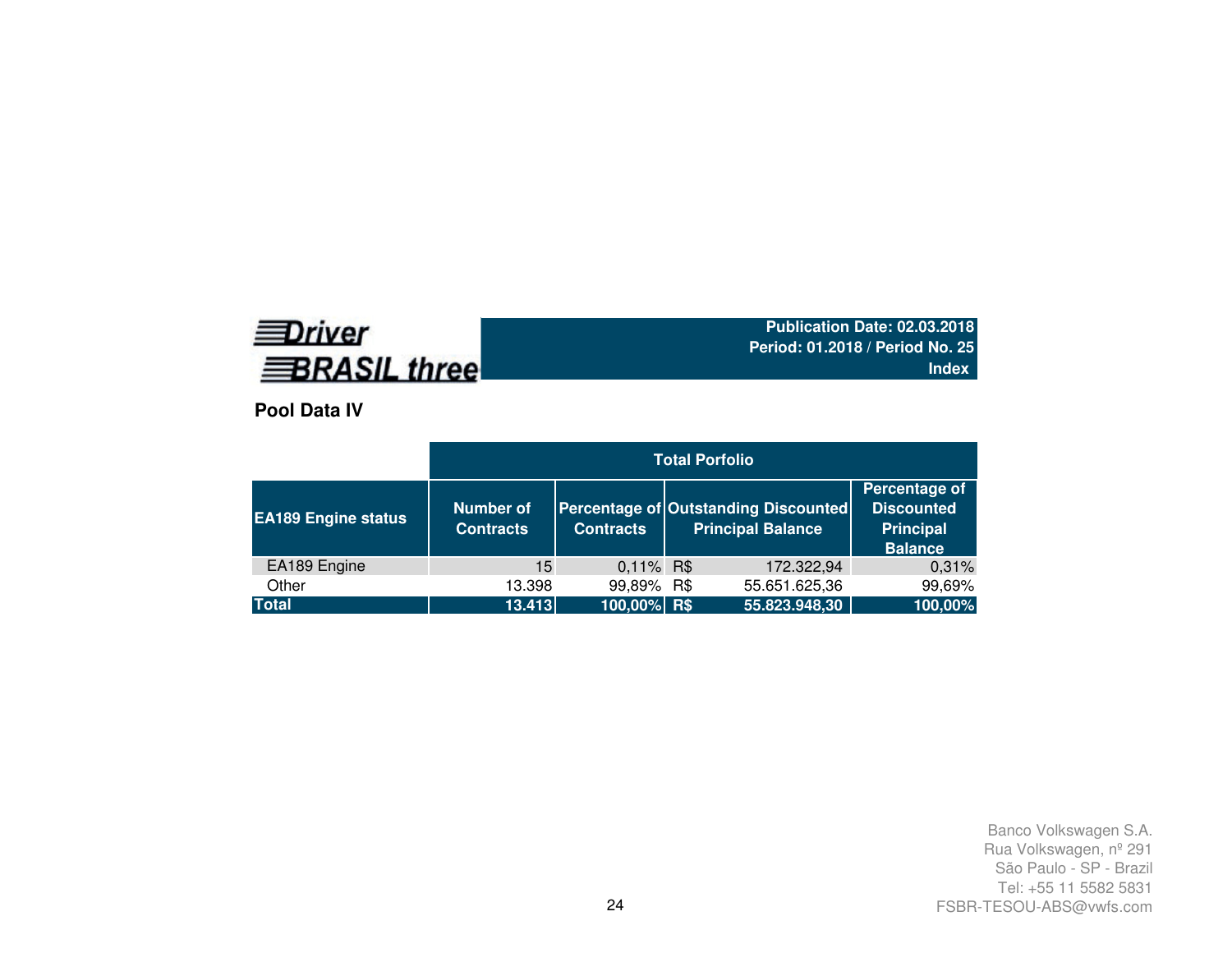**Driver BRASIL three**

**Publication Date: 02.03.2018**
**Period: 01.2018 / Period No. 25**
**Index**

## Pool Data IV

| | Total Porfolio | | | |
|---|---|---|---|---|
| **EA189 Engine status** | **Number of Contracts** | **Percentage of Contracts** | **Outstanding Discounted Principal Balance** | **Percentage of Discounted Principal Balance** |
| EA189 Engine | 15 | 0,11% | R$ 172.322,94 | 0,31% |
| Other | 13.398 | 99,89% | R$ 55.651.625,36 | 99,69% |
| **Total** | **13.413** | **100,00%** | **R$ 55.823.948,30** | **100,00%** |

Banco Volkswagen S.A.
Rua Volkswagen, nº 291
São Paulo - SP - Brazil
Tel: +55 11 5582 5831
FSBR-TESOU-ABS@vwfs.com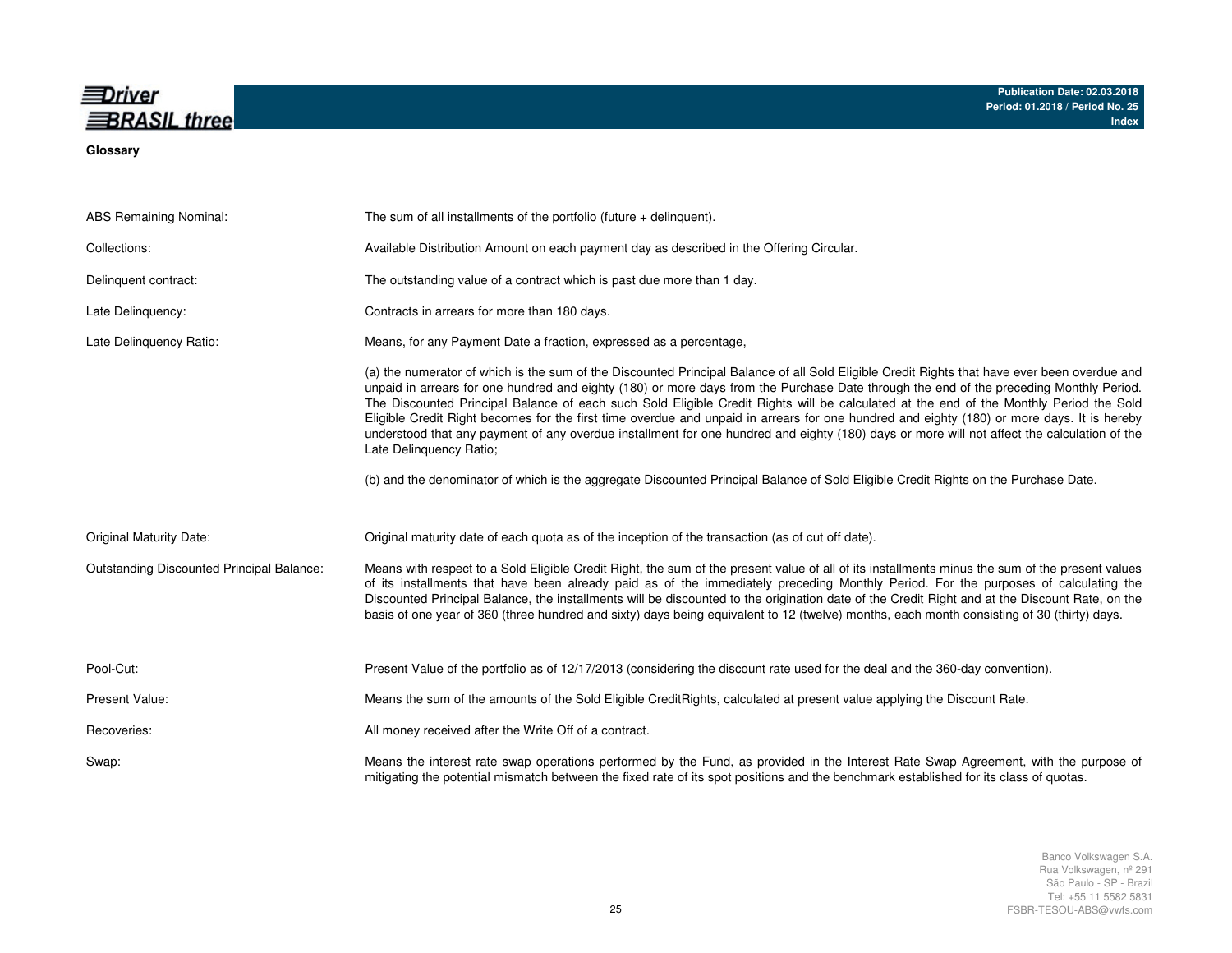## Glossary

| | |
|---|---|
| ABS Remaining Nominal: | The sum of all installments of the portfolio (future + delinquent). |
| Collections: | Available Distribution Amount on each payment day as described in the Offering Circular. |
| Delinquent contract: | The outstanding value of a contract which is past due more than 1 day. |
| Late Delinquency: | Contracts in arrears for more than 180 days. |
| Late Delinquency Ratio: | Means, for any Payment Date a fraction, expressed as a percentage,<br><br>(a) the numerator of which is the sum of the Discounted Principal Balance of all Sold Eligible Credit Rights that have ever been overdue and unpaid in arrears for one hundred and eighty (180) or more days from the Purchase Date through the end of the preceding Monthly Period. The Discounted Principal Balance of each such Sold Eligible Credit Rights will be calculated at the end of the Monthly Period the Sold Eligible Credit Right becomes for the first time overdue and unpaid in arrears for one hundred and eighty (180) or more days. It is hereby understood that any payment of any overdue installment for one hundred and eighty (180) days or more will not affect the calculation of the Late Delinquency Ratio;<br><br>(b) and the denominator of which is the aggregate Discounted Principal Balance of Sold Eligible Credit Rights on the Purchase Date. |
| Original Maturity Date: | Original maturity date of each quota as of the inception of the transaction (as of cut off date). |
| Outstanding Discounted Principal Balance: | Means with respect to a Sold Eligible Credit Right, the sum of the present value of all of its installments minus the sum of the present values of its installments that have been already paid as of the immediately preceding Monthly Period. For the purposes of calculating the Discounted Principal Balance, the installments will be discounted to the origination date of the Credit Right and at the Discount Rate, on the basis of one year of 360 (three hundred and sixty) days being equivalent to 12 (twelve) months, each month consisting of 30 (thirty) days. |
| Pool-Cut: | Present Value of the portfolio as of 12/17/2013 (considering the discount rate used for the deal and the 360-day convention). |
| Present Value: | Means the sum of the amounts of the Sold Eligible CreditRights, calculated at present value applying the Discount Rate. |
| Recoveries: | All money received after the Write Off of a contract. |
| Swap: | Means the interest rate swap operations performed by the Fund, as provided in the Interest Rate Swap Agreement, with the purpose of mitigating the potential mismatch between the fixed rate of its spot positions and the benchmark established for its class of quotas. |

Banco Volkswagen S.A.
Rua Volkswagen, nº 291
São Paulo - SP - Brazil
Tel: +55 11 5582 5831
FSBR-TESOU-ABS@vwfs.com